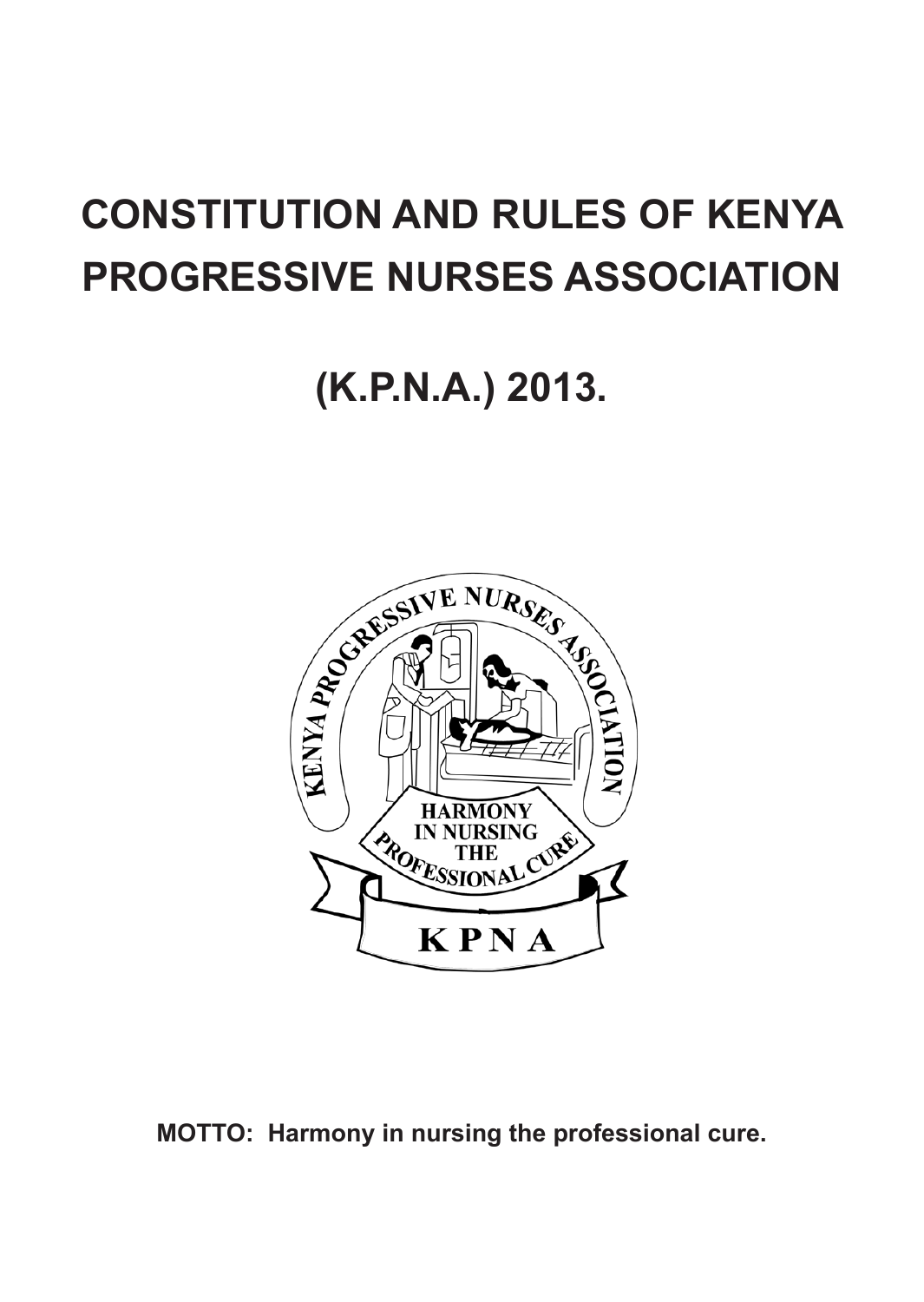# CONSTITUTION AND RULES OF KENYA PROGRESSIVE NURSES ASSOCIATION

# (K.P.N.A.) 2013.

**MOTTO: Harmony in nursing the professional cure.**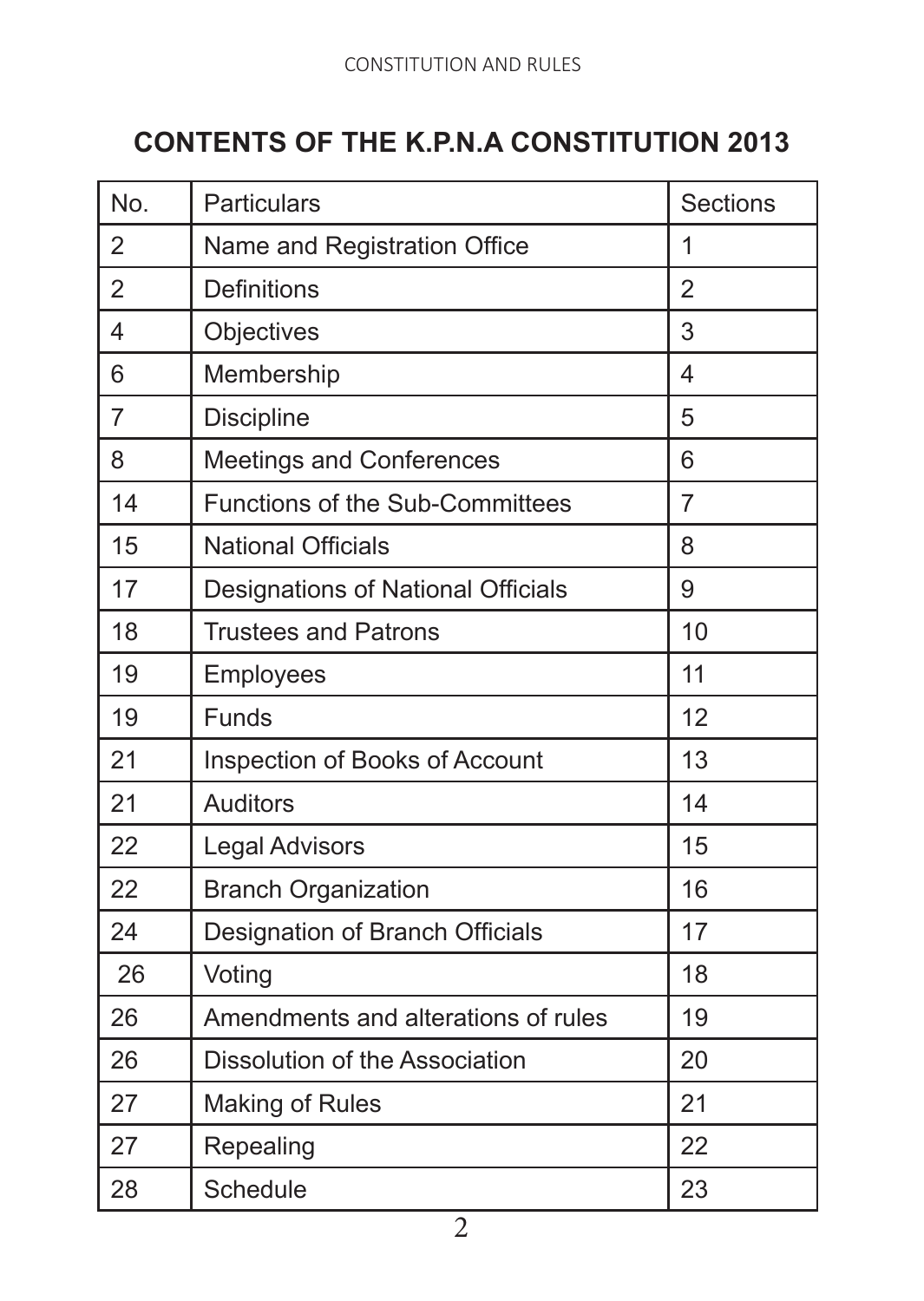## CONTENTS OF THE K.P.N.A CONSTITUTION 2013

| No. | Particulars | Sections |
|---|---|---|
| 2 | Name and Registration Office | 1 |
| 2 | Definitions | 2 |
| 4 | Objectives | 3 |
| 6 | Membership | 4 |
| 7 | Discipline | 5 |
| 8 | Meetings and Conferences | 6 |
| 14 | Functions of the Sub-Committees | 7 |
| 15 | National Officials | 8 |
| 17 | Designations of National Officials | 9 |
| 18 | Trustees and Patrons | 10 |
| 19 | Employees | 11 |
| 19 | Funds | 12 |
| 21 | Inspection of Books of Account | 13 |
| 21 | Auditors | 14 |
| 22 | Legal Advisors | 15 |
| 22 | Branch Organization | 16 |
| 24 | Designation of Branch Officials | 17 |
| 26 | Voting | 18 |
| 26 | Amendments and alterations of rules | 19 |
| 26 | Dissolution of the Association | 20 |
| 27 | Making of Rules | 21 |
| 27 | Repealing | 22 |
| 28 | Schedule | 23 |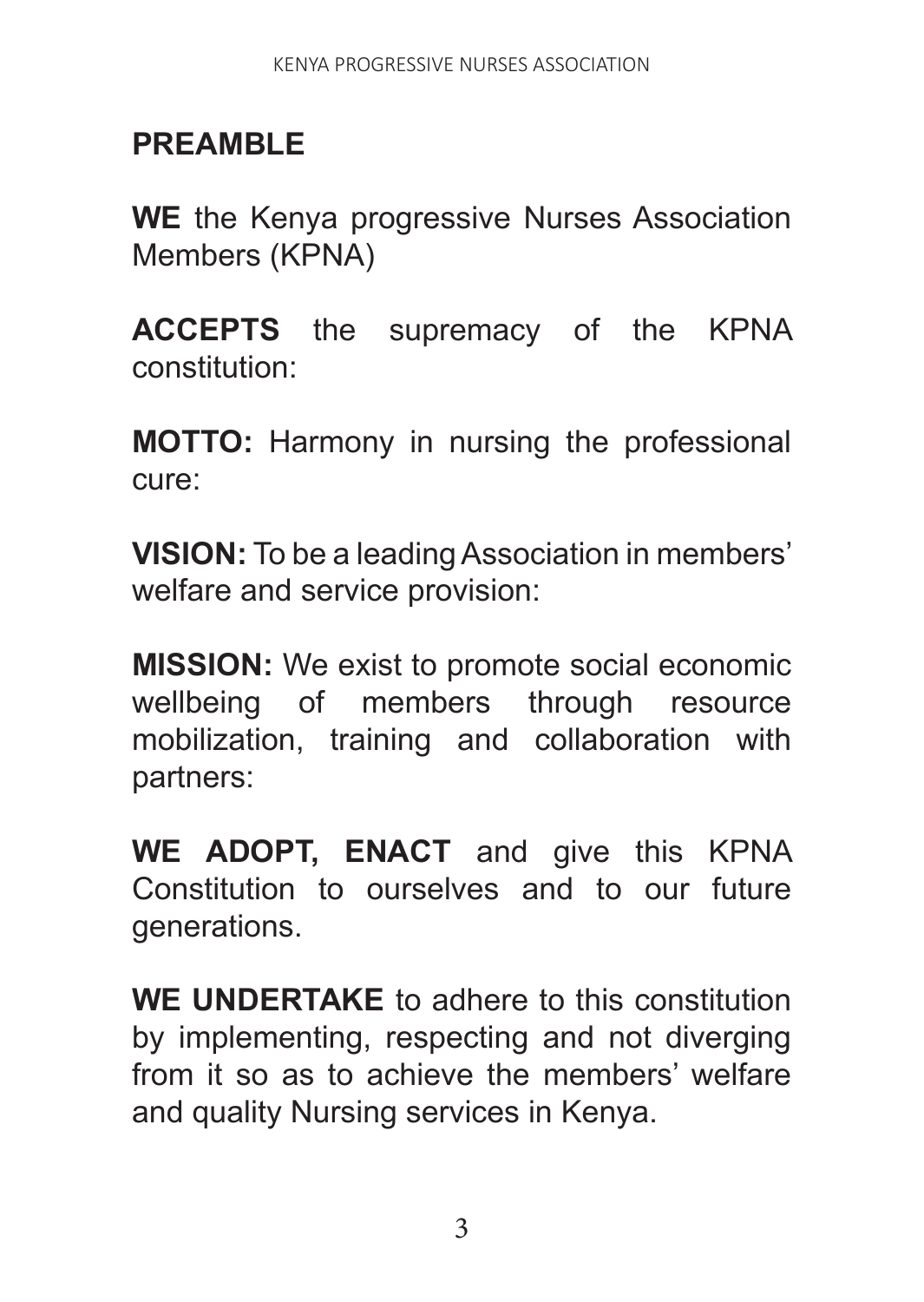## PREAMBLE

**WE** the Kenya progressive Nurses Association Members (KPNA)

**ACCEPTS** the supremacy of the KPNA constitution:

**MOTTO:** Harmony in nursing the professional cure:

**VISION:** To be a leading Association in members' welfare and service provision:

**MISSION:** We exist to promote social economic wellbeing of members through resource mobilization, training and collaboration with partners:

**WE ADOPT, ENACT** and give this KPNA Constitution to ourselves and to our future generations.

**WE UNDERTAKE** to adhere to this constitution by implementing, respecting and not diverging from it so as to achieve the members' welfare and quality Nursing services in Kenya.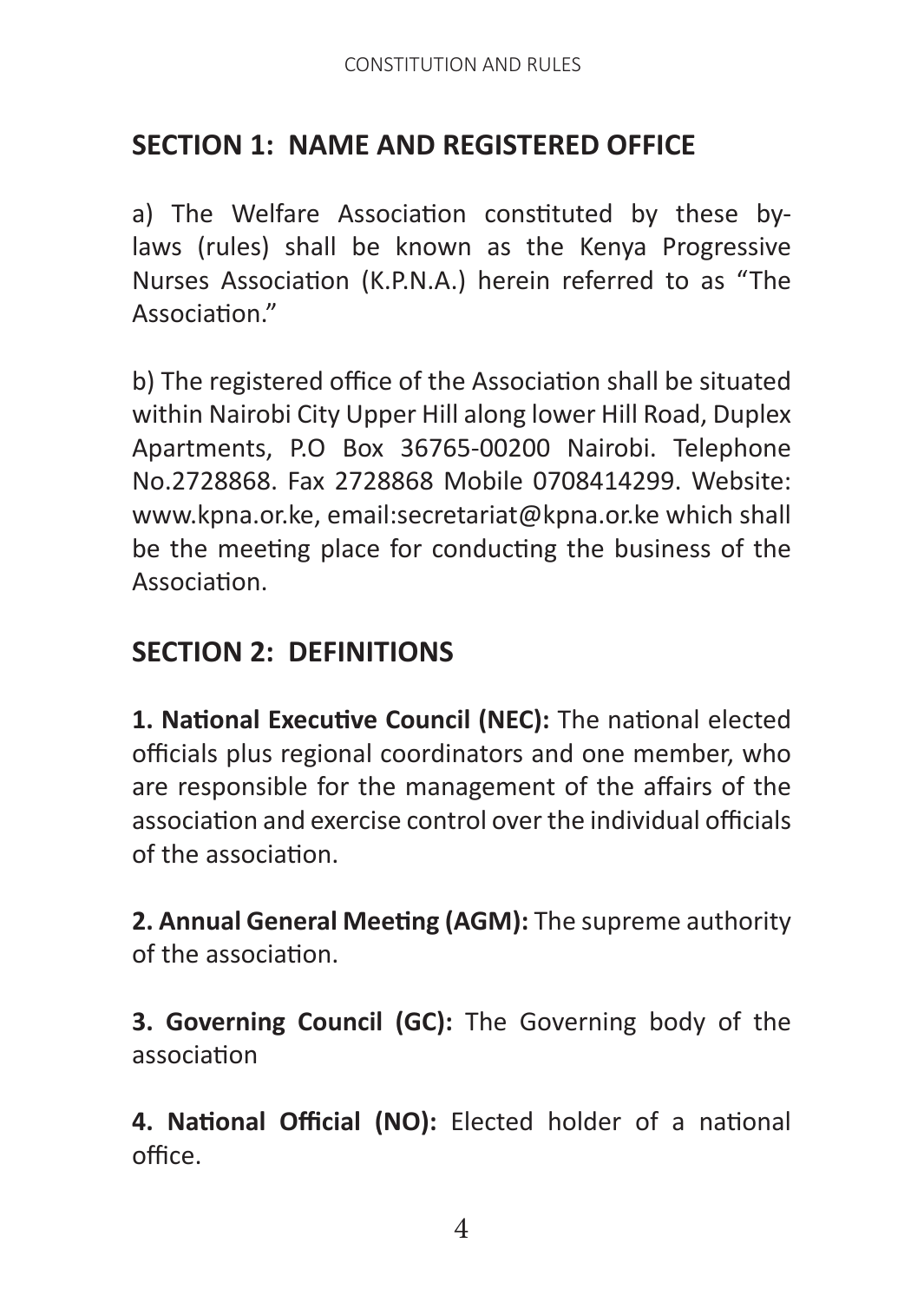## SECTION 1: NAME AND REGISTERED OFFICE

a) The Welfare Association constituted by these by-laws (rules) shall be known as the Kenya Progressive Nurses Association (K.P.N.A.) herein referred to as "The Association."

b) The registered office of the Association shall be situated within Nairobi City Upper Hill along lower Hill Road, Duplex Apartments, P.O Box 36765-00200 Nairobi. Telephone No.2728868. Fax 2728868 Mobile 0708414299. Website: www.kpna.or.ke, email:secretariat@kpna.or.ke which shall be the meeting place for conducting the business of the Association.

## SECTION 2: DEFINITIONS

**1. National Executive Council (NEC):** The national elected officials plus regional coordinators and one member, who are responsible for the management of the affairs of the association and exercise control over the individual officials of the association.

**2. Annual General Meeting (AGM):** The supreme authority of the association.

**3. Governing Council (GC):** The Governing body of the association

**4. National Official (NO):** Elected holder of a national office.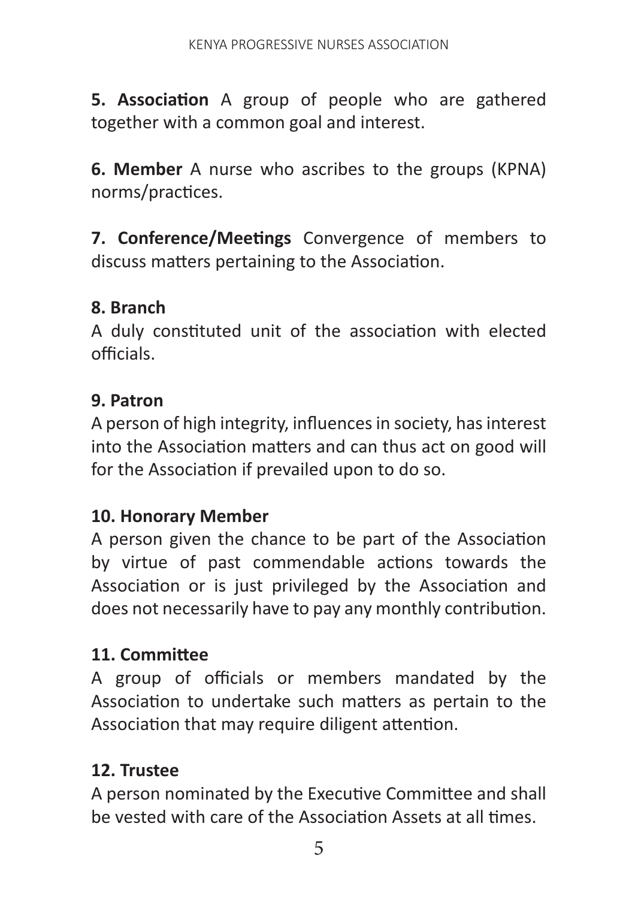**5. Association** A group of people who are gathered together with a common goal and interest.

**6. Member** A nurse who ascribes to the groups (KPNA) norms/practices.

**7. Conference/Meetings** Convergence of members to discuss matters pertaining to the Association.

**8. Branch**

A duly constituted unit of the association with elected officials.

**9. Patron**

A person of high integrity, influences in society, has interest into the Association matters and can thus act on good will for the Association if prevailed upon to do so.

**10. Honorary Member**

A person given the chance to be part of the Association by virtue of past commendable actions towards the Association or is just privileged by the Association and does not necessarily have to pay any monthly contribution.

**11. Committee**

A group of officials or members mandated by the Association to undertake such matters as pertain to the Association that may require diligent attention.

**12. Trustee**

A person nominated by the Executive Committee and shall be vested with care of the Association Assets at all times.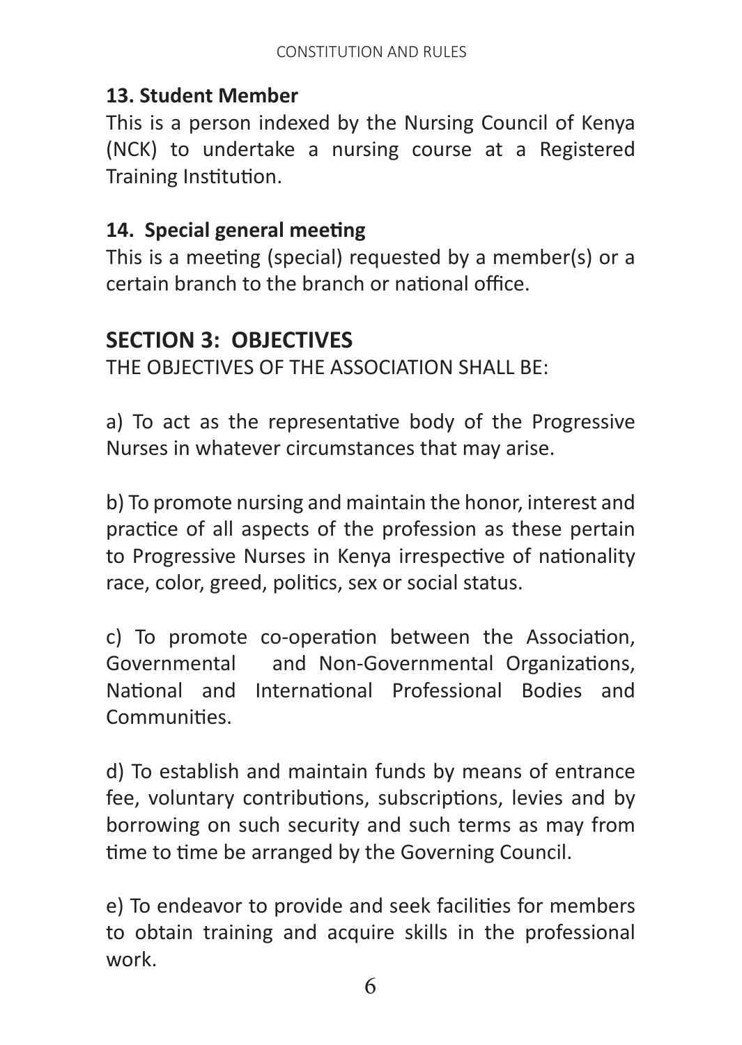### 13. Student Member

This is a person indexed by the Nursing Council of Kenya (NCK) to undertake a nursing course at a Registered Training Institution.

### 14. Special general meeting

This is a meeting (special) requested by a member(s) or a certain branch to the branch or national office.

## SECTION 3: OBJECTIVES

THE OBJECTIVES OF THE ASSOCIATION SHALL BE:

a) To act as the representative body of the Progressive Nurses in whatever circumstances that may arise.

b) To promote nursing and maintain the honor, interest and practice of all aspects of the profession as these pertain to Progressive Nurses in Kenya irrespective of nationality race, color, greed, politics, sex or social status.

c) To promote co-operation between the Association, Governmental and Non-Governmental Organizations, National and International Professional Bodies and Communities.

d) To establish and maintain funds by means of entrance fee, voluntary contributions, subscriptions, levies and by borrowing on such security and such terms as may from time to time be arranged by the Governing Council.

e) To endeavor to provide and seek facilities for members to obtain training and acquire skills in the professional work.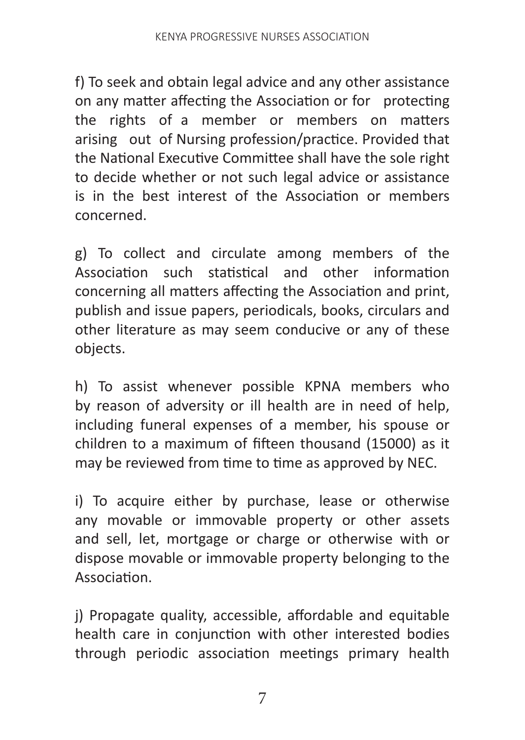f) To seek and obtain legal advice and any other assistance on any matter affecting the Association or for protecting the rights of a member or members on matters arising out of Nursing profession/practice. Provided that the National Executive Committee shall have the sole right to decide whether or not such legal advice or assistance is in the best interest of the Association or members concerned.

g) To collect and circulate among members of the Association such statistical and other information concerning all matters affecting the Association and print, publish and issue papers, periodicals, books, circulars and other literature as may seem conducive or any of these objects.

h) To assist whenever possible KPNA members who by reason of adversity or ill health are in need of help, including funeral expenses of a member, his spouse or children to a maximum of fifteen thousand (15000) as it may be reviewed from time to time as approved by NEC.

i) To acquire either by purchase, lease or otherwise any movable or immovable property or other assets and sell, let, mortgage or charge or otherwise with or dispose movable or immovable property belonging to the Association.

j) Propagate quality, accessible, affordable and equitable health care in conjunction with other interested bodies through periodic association meetings primary health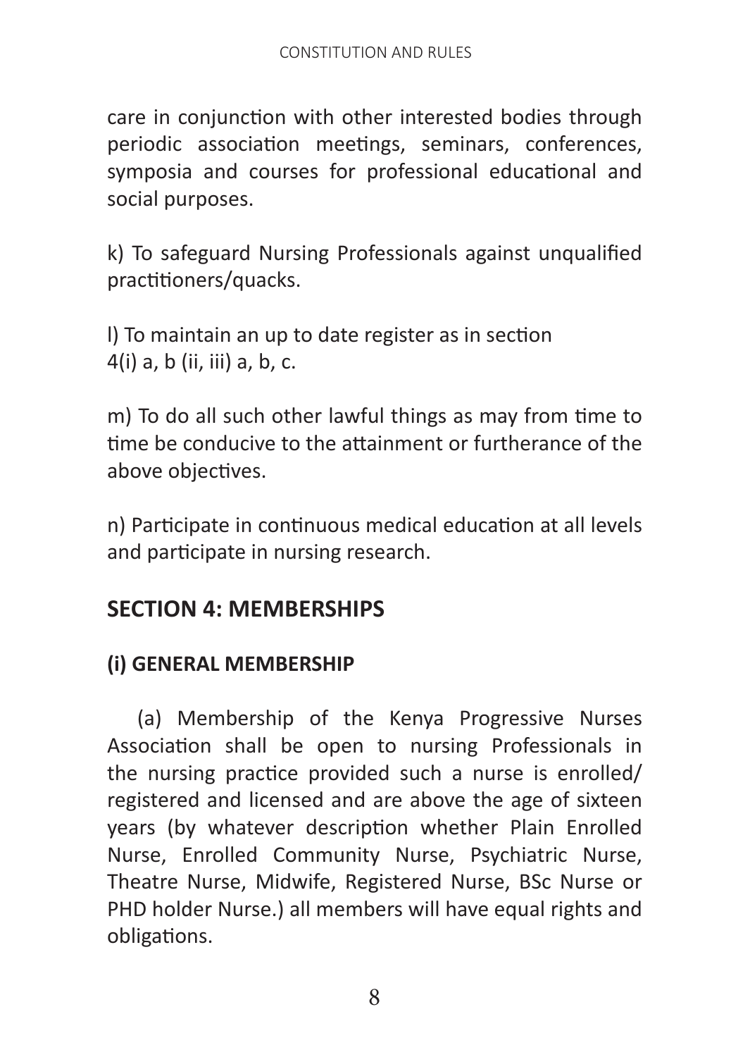care in conjunction with other interested bodies through periodic association meetings, seminars, conferences, symposia and courses for professional educational and social purposes.

k) To safeguard Nursing Professionals against unqualified practitioners/quacks.

l) To maintain an up to date register as in section 4(i) a, b (ii, iii) a, b, c.

m) To do all such other lawful things as may from time to time be conducive to the attainment or furtherance of the above objectives.

n) Participate in continuous medical education at all levels and participate in nursing research.

## SECTION 4: MEMBERSHIPS

### (i) GENERAL MEMBERSHIP

(a) Membership of the Kenya Progressive Nurses Association shall be open to nursing Professionals in the nursing practice provided such a nurse is enrolled/ registered and licensed and are above the age of sixteen years (by whatever description whether Plain Enrolled Nurse, Enrolled Community Nurse, Psychiatric Nurse, Theatre Nurse, Midwife, Registered Nurse, BSc Nurse or PHD holder Nurse.) all members will have equal rights and obligations.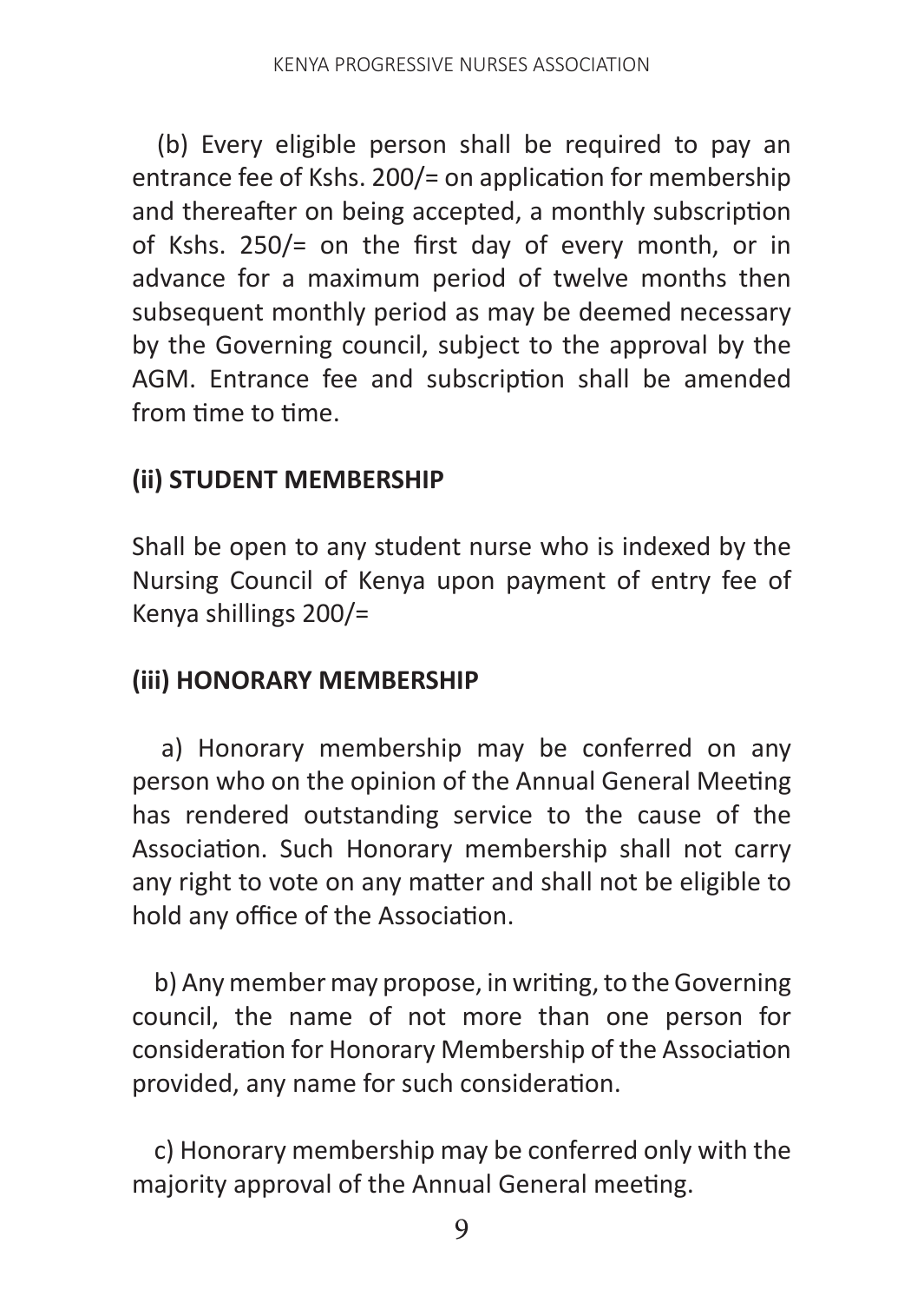(b) Every eligible person shall be required to pay an entrance fee of Kshs. 200/= on application for membership and thereafter on being accepted, a monthly subscription of Kshs. 250/= on the first day of every month, or in advance for a maximum period of twelve months then subsequent monthly period as may be deemed necessary by the Governing council, subject to the approval by the AGM. Entrance fee and subscription shall be amended from time to time.

**(ii) STUDENT MEMBERSHIP**

Shall be open to any student nurse who is indexed by the Nursing Council of Kenya upon payment of entry fee of Kenya shillings 200/=

**(iii) HONORARY MEMBERSHIP**

a) Honorary membership may be conferred on any person who on the opinion of the Annual General Meeting has rendered outstanding service to the cause of the Association. Such Honorary membership shall not carry any right to vote on any matter and shall not be eligible to hold any office of the Association.

b) Any member may propose, in writing, to the Governing council, the name of not more than one person for consideration for Honorary Membership of the Association provided, any name for such consideration.

c) Honorary membership may be conferred only with the majority approval of the Annual General meeting.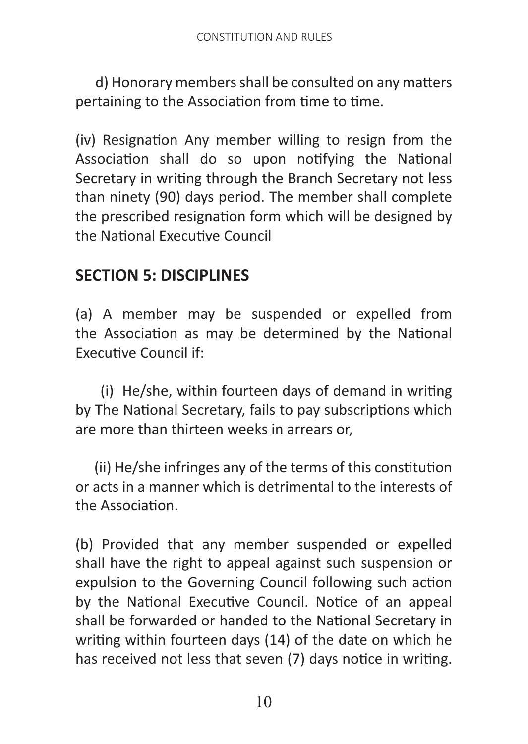d) Honorary members shall be consulted on any matters pertaining to the Association from time to time.

(iv) Resignation Any member willing to resign from the Association shall do so upon notifying the National Secretary in writing through the Branch Secretary not less than ninety (90) days period. The member shall complete the prescribed resignation form which will be designed by the National Executive Council

## SECTION 5: DISCIPLINES

(a) A member may be suspended or expelled from the Association as may be determined by the National Executive Council if:

(i) He/she, within fourteen days of demand in writing by The National Secretary, fails to pay subscriptions which are more than thirteen weeks in arrears or,

(ii) He/she infringes any of the terms of this constitution or acts in a manner which is detrimental to the interests of the Association.

(b) Provided that any member suspended or expelled shall have the right to appeal against such suspension or expulsion to the Governing Council following such action by the National Executive Council. Notice of an appeal shall be forwarded or handed to the National Secretary in writing within fourteen days (14) of the date on which he has received not less that seven (7) days notice in writing.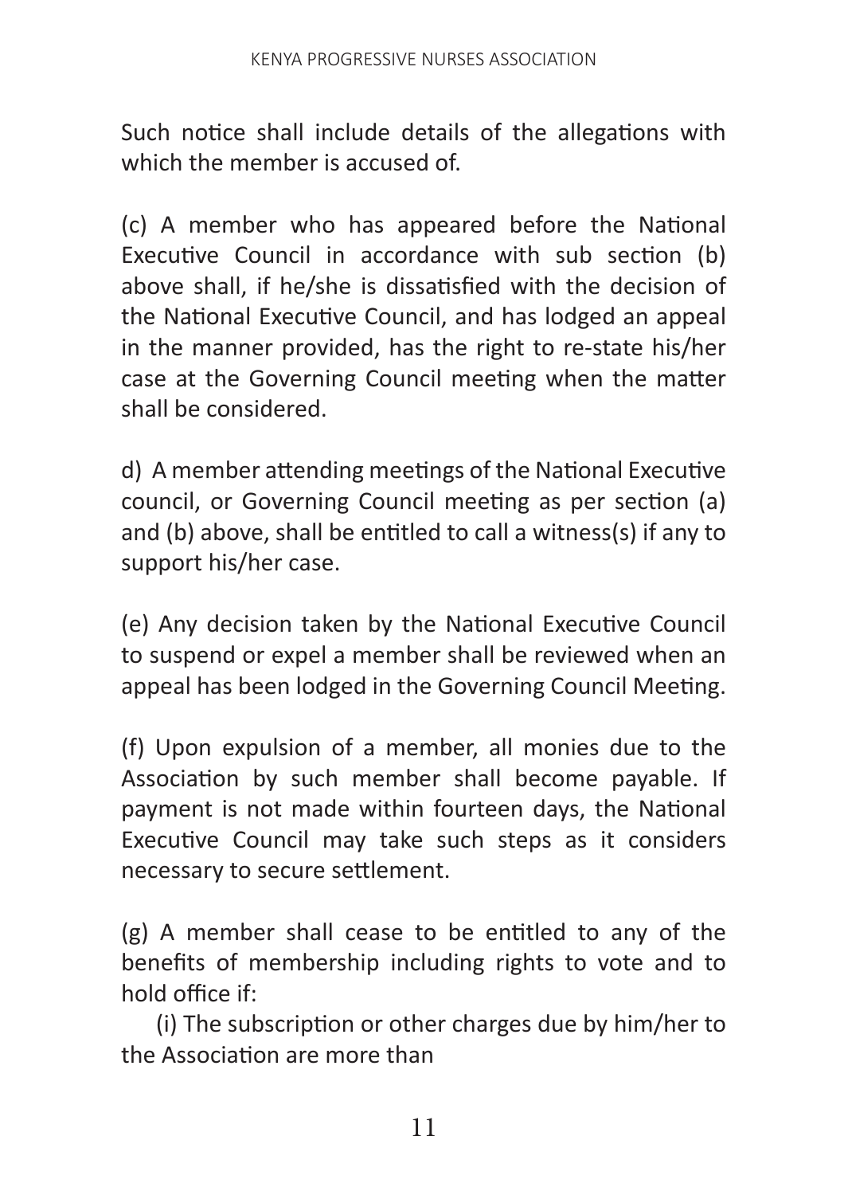Such notice shall include details of the allegations with which the member is accused of.

(c) A member who has appeared before the National Executive Council in accordance with sub section (b) above shall, if he/she is dissatisfied with the decision of the National Executive Council, and has lodged an appeal in the manner provided, has the right to re-state his/her case at the Governing Council meeting when the matter shall be considered.

d) A member attending meetings of the National Executive council, or Governing Council meeting as per section (a) and (b) above, shall be entitled to call a witness(s) if any to support his/her case.

(e) Any decision taken by the National Executive Council to suspend or expel a member shall be reviewed when an appeal has been lodged in the Governing Council Meeting.

(f) Upon expulsion of a member, all monies due to the Association by such member shall become payable. If payment is not made within fourteen days, the National Executive Council may take such steps as it considers necessary to secure settlement.

(g) A member shall cease to be entitled to any of the benefits of membership including rights to vote and to hold office if:

(i) The subscription or other charges due by him/her to the Association are more than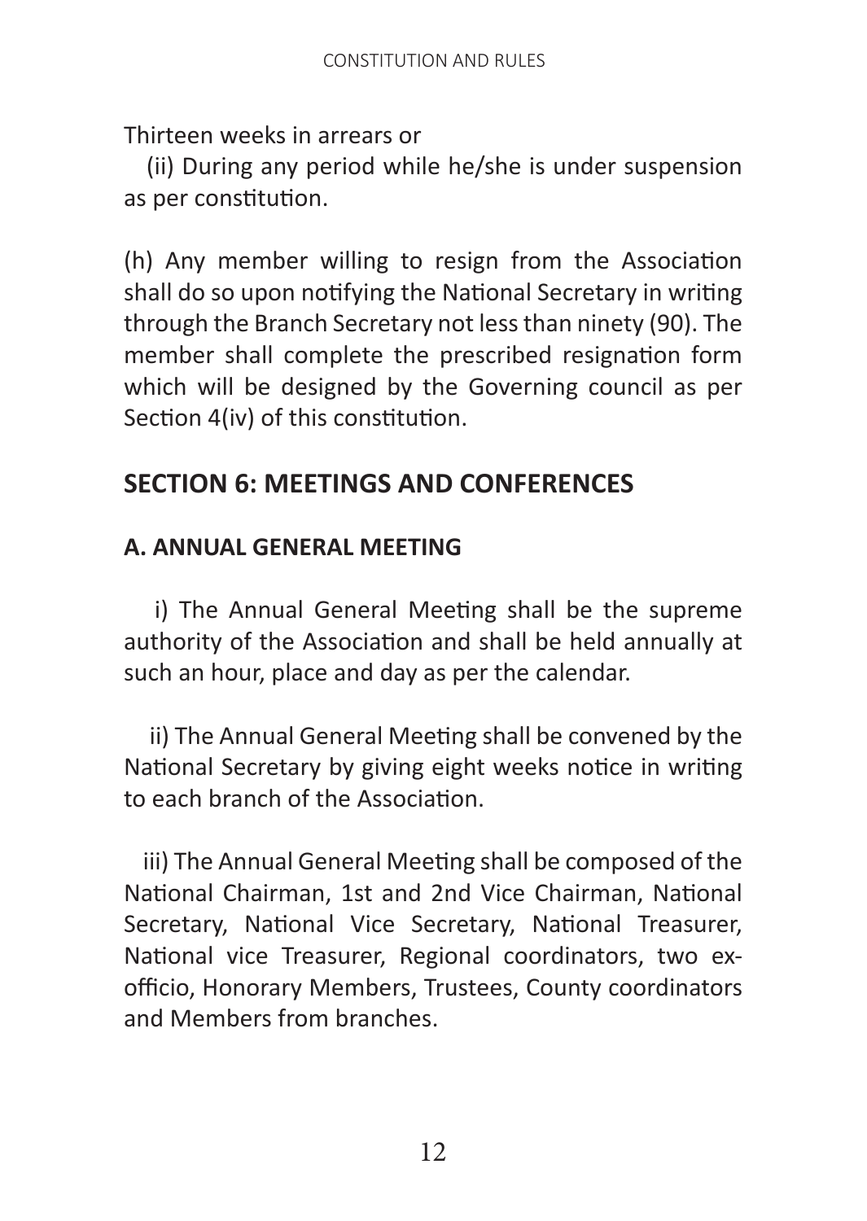Thirteen weeks in arrears or

(ii) During any period while he/she is under suspension as per constitution.

(h) Any member willing to resign from the Association shall do so upon notifying the National Secretary in writing through the Branch Secretary not less than ninety (90). The member shall complete the prescribed resignation form which will be designed by the Governing council as per Section 4(iv) of this constitution.

## SECTION 6: MEETINGS AND CONFERENCES

### A. ANNUAL GENERAL MEETING

i) The Annual General Meeting shall be the supreme authority of the Association and shall be held annually at such an hour, place and day as per the calendar.

ii) The Annual General Meeting shall be convened by the National Secretary by giving eight weeks notice in writing to each branch of the Association.

iii) The Annual General Meeting shall be composed of the National Chairman, 1st and 2nd Vice Chairman, National Secretary, National Vice Secretary, National Treasurer, National vice Treasurer, Regional coordinators, two ex-officio, Honorary Members, Trustees, County coordinators and Members from branches.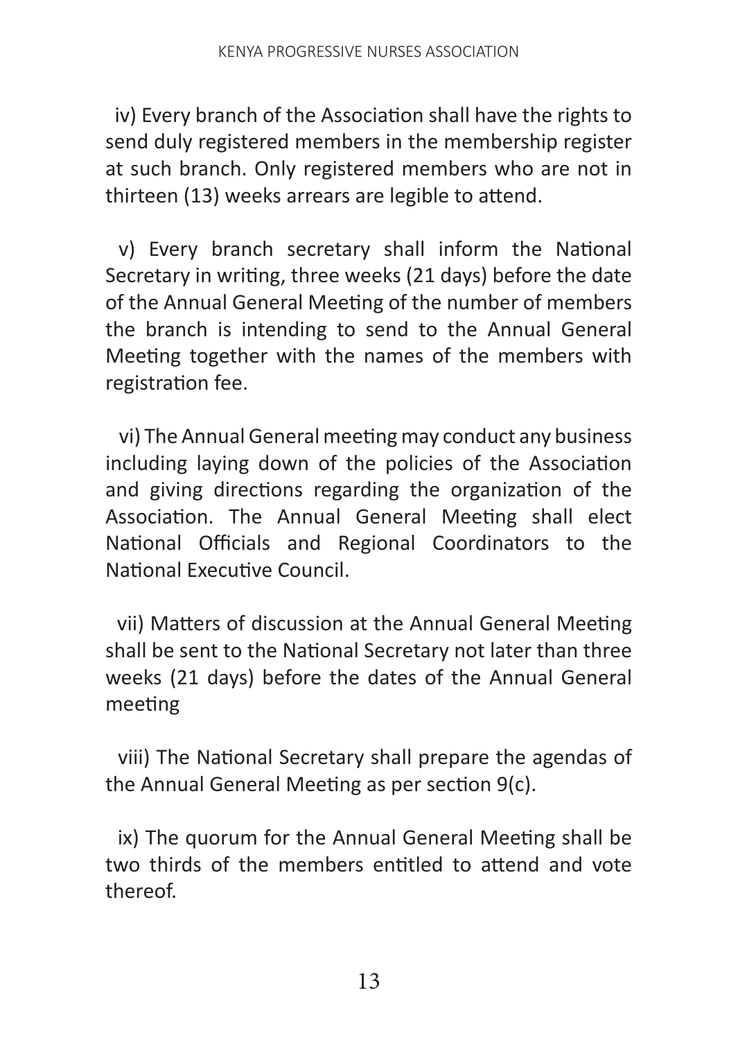iv) Every branch of the Association shall have the rights to send duly registered members in the membership register at such branch. Only registered members who are not in thirteen (13) weeks arrears are legible to attend.

v) Every branch secretary shall inform the National Secretary in writing, three weeks (21 days) before the date of the Annual General Meeting of the number of members the branch is intending to send to the Annual General Meeting together with the names of the members with registration fee.

vi) The Annual General meeting may conduct any business including laying down of the policies of the Association and giving directions regarding the organization of the Association. The Annual General Meeting shall elect National Officials and Regional Coordinators to the National Executive Council.

vii) Matters of discussion at the Annual General Meeting shall be sent to the National Secretary not later than three weeks (21 days) before the dates of the Annual General meeting

viii) The National Secretary shall prepare the agendas of the Annual General Meeting as per section 9(c).

ix) The quorum for the Annual General Meeting shall be two thirds of the members entitled to attend and vote thereof.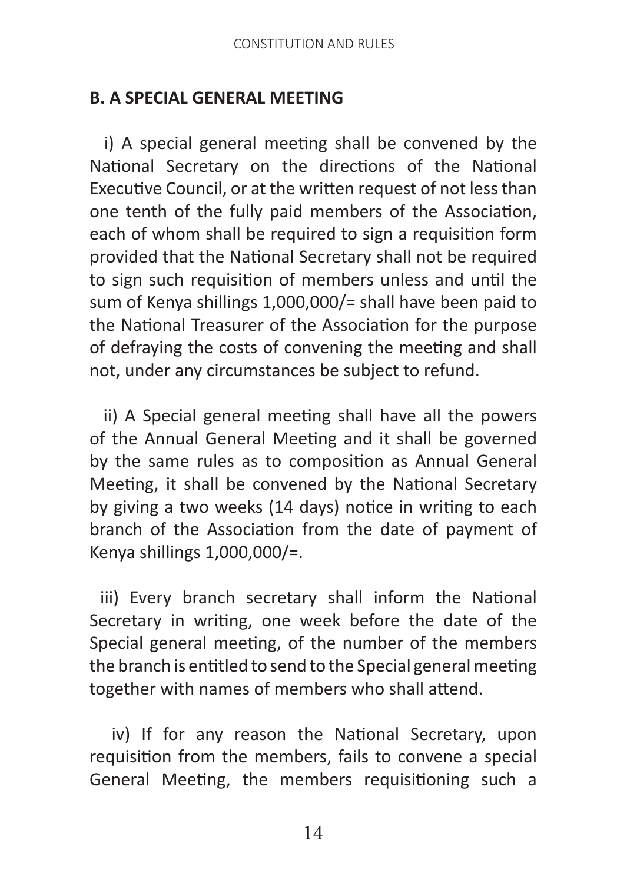### B. A SPECIAL GENERAL MEETING

i) A special general meeting shall be convened by the National Secretary on the directions of the National Executive Council, or at the written request of not less than one tenth of the fully paid members of the Association, each of whom shall be required to sign a requisition form provided that the National Secretary shall not be required to sign such requisition of members unless and until the sum of Kenya shillings 1,000,000/= shall have been paid to the National Treasurer of the Association for the purpose of defraying the costs of convening the meeting and shall not, under any circumstances be subject to refund.

ii) A Special general meeting shall have all the powers of the Annual General Meeting and it shall be governed by the same rules as to composition as Annual General Meeting, it shall be convened by the National Secretary by giving a two weeks (14 days) notice in writing to each branch of the Association from the date of payment of Kenya shillings 1,000,000/=.

iii) Every branch secretary shall inform the National Secretary in writing, one week before the date of the Special general meeting, of the number of the members the branch is entitled to send to the Special general meeting together with names of members who shall attend.

iv) If for any reason the National Secretary, upon requisition from the members, fails to convene a special General Meeting, the members requisitioning such a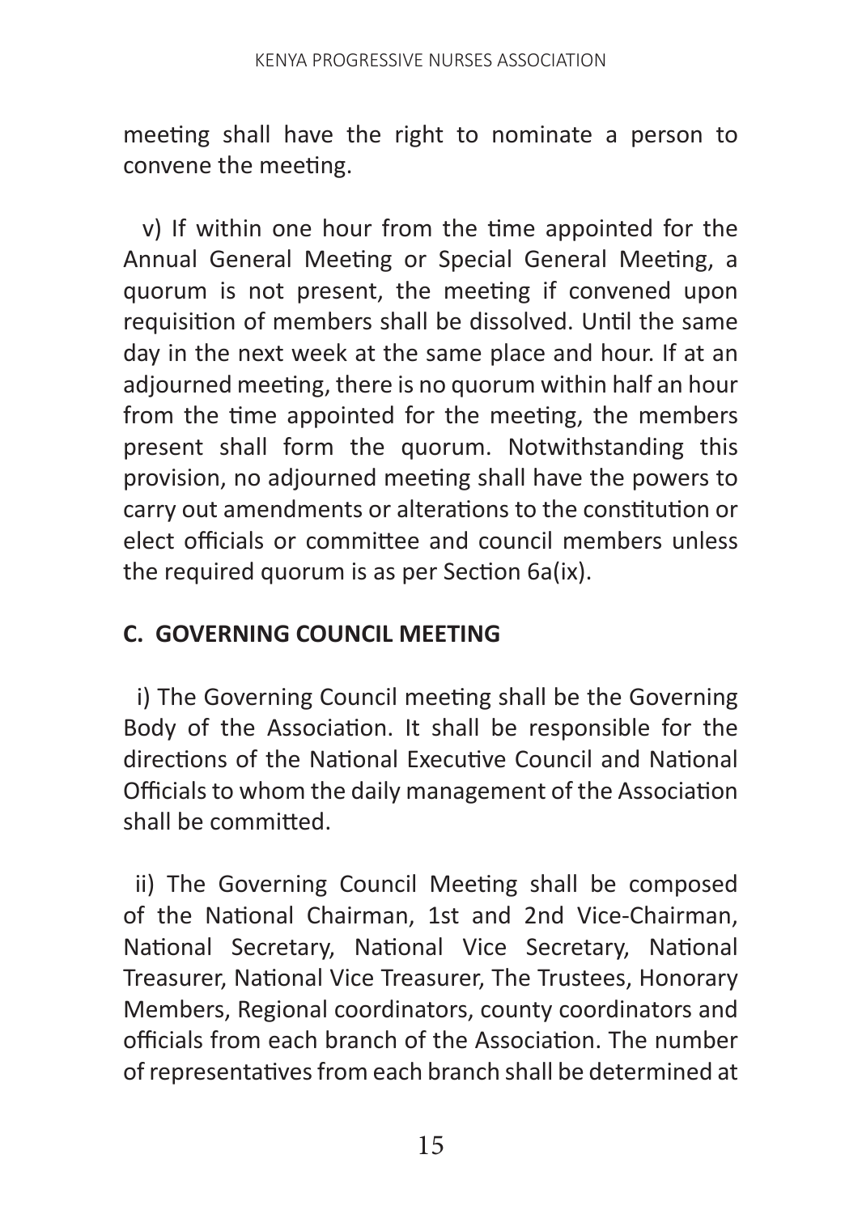meeting shall have the right to nominate a person to convene the meeting.

v) If within one hour from the time appointed for the Annual General Meeting or Special General Meeting, a quorum is not present, the meeting if convened upon requisition of members shall be dissolved. Until the same day in the next week at the same place and hour. If at an adjourned meeting, there is no quorum within half an hour from the time appointed for the meeting, the members present shall form the quorum. Notwithstanding this provision, no adjourned meeting shall have the powers to carry out amendments or alterations to the constitution or elect officials or committee and council members unless the required quorum is as per Section 6a(ix).

## C. GOVERNING COUNCIL MEETING

i) The Governing Council meeting shall be the Governing Body of the Association. It shall be responsible for the directions of the National Executive Council and National Officials to whom the daily management of the Association shall be committed.

ii) The Governing Council Meeting shall be composed of the National Chairman, 1st and 2nd Vice-Chairman, National Secretary, National Vice Secretary, National Treasurer, National Vice Treasurer, The Trustees, Honorary Members, Regional coordinators, county coordinators and officials from each branch of the Association. The number of representatives from each branch shall be determined at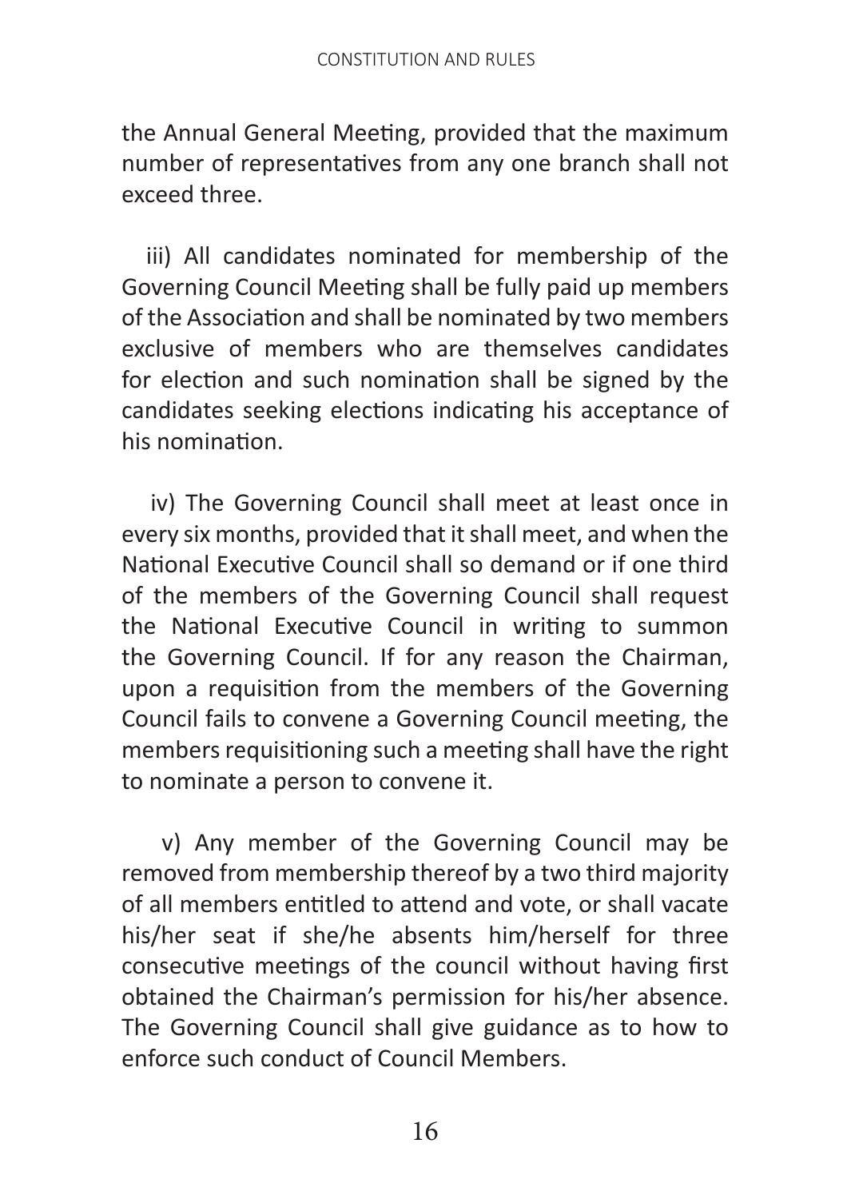the Annual General Meeting, provided that the maximum number of representatives from any one branch shall not exceed three.

iii) All candidates nominated for membership of the Governing Council Meeting shall be fully paid up members of the Association and shall be nominated by two members exclusive of members who are themselves candidates for election and such nomination shall be signed by the candidates seeking elections indicating his acceptance of his nomination.

iv) The Governing Council shall meet at least once in every six months, provided that it shall meet, and when the National Executive Council shall so demand or if one third of the members of the Governing Council shall request the National Executive Council in writing to summon the Governing Council. If for any reason the Chairman, upon a requisition from the members of the Governing Council fails to convene a Governing Council meeting, the members requisitioning such a meeting shall have the right to nominate a person to convene it.

v) Any member of the Governing Council may be removed from membership thereof by a two third majority of all members entitled to attend and vote, or shall vacate his/her seat if she/he absents him/herself for three consecutive meetings of the council without having first obtained the Chairman's permission for his/her absence. The Governing Council shall give guidance as to how to enforce such conduct of Council Members.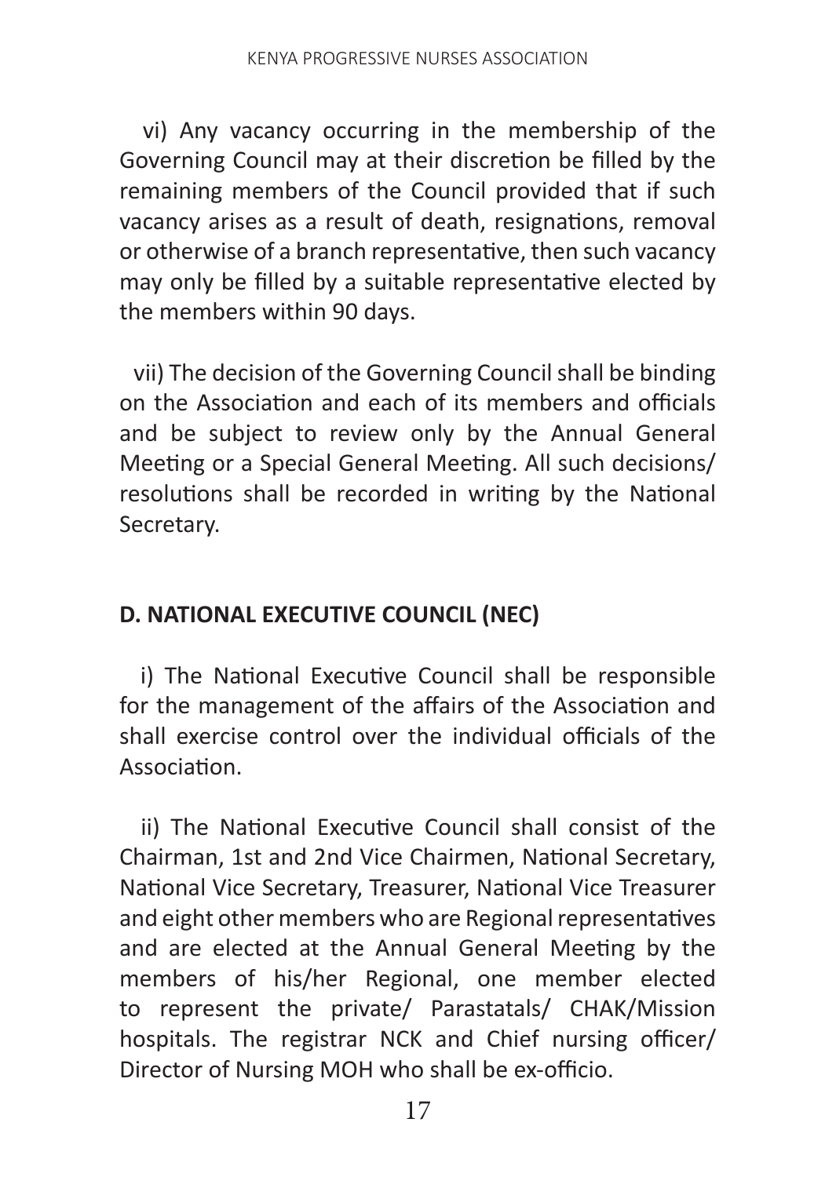vi) Any vacancy occurring in the membership of the Governing Council may at their discretion be filled by the remaining members of the Council provided that if such vacancy arises as a result of death, resignations, removal or otherwise of a branch representative, then such vacancy may only be filled by a suitable representative elected by the members within 90 days.

vii) The decision of the Governing Council shall be binding on the Association and each of its members and officials and be subject to review only by the Annual General Meeting or a Special General Meeting. All such decisions/ resolutions shall be recorded in writing by the National Secretary.

## D. NATIONAL EXECUTIVE COUNCIL (NEC)

i) The National Executive Council shall be responsible for the management of the affairs of the Association and shall exercise control over the individual officials of the Association.

ii) The National Executive Council shall consist of the Chairman, 1st and 2nd Vice Chairmen, National Secretary, National Vice Secretary, Treasurer, National Vice Treasurer and eight other members who are Regional representatives and are elected at the Annual General Meeting by the members of his/her Regional, one member elected to represent the private/ Parastatals/ CHAK/Mission hospitals. The registrar NCK and Chief nursing officer/ Director of Nursing MOH who shall be ex-officio.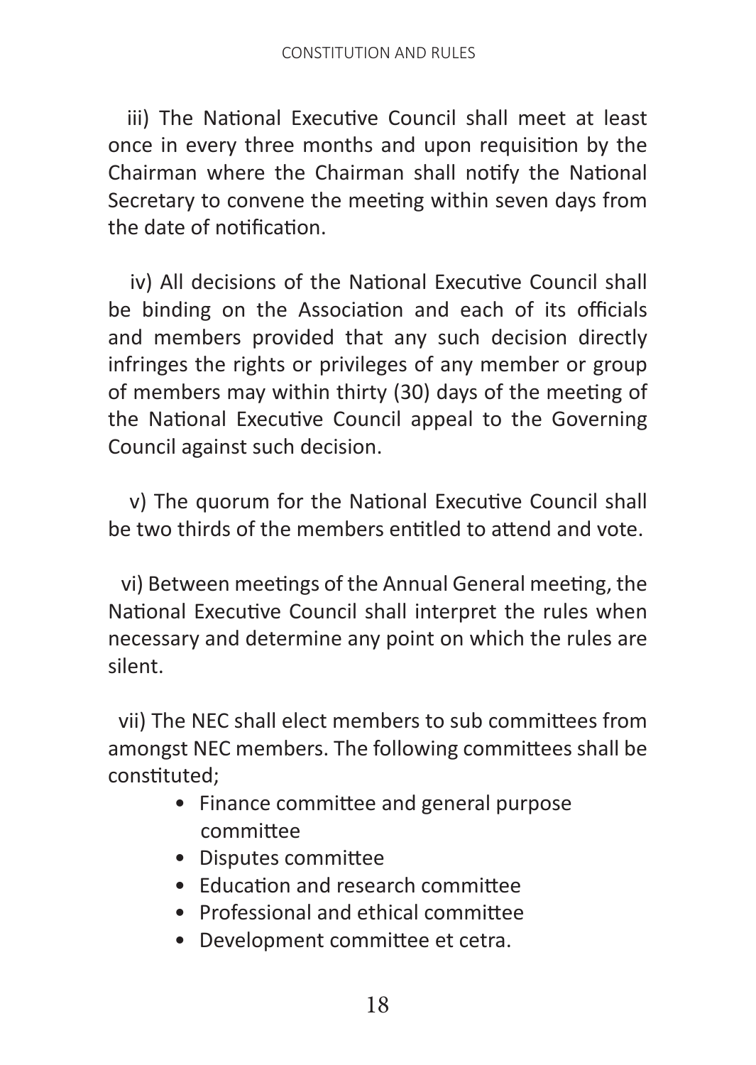iii) The National Executive Council shall meet at least once in every three months and upon requisition by the Chairman where the Chairman shall notify the National Secretary to convene the meeting within seven days from the date of notification.

iv) All decisions of the National Executive Council shall be binding on the Association and each of its officials and members provided that any such decision directly infringes the rights or privileges of any member or group of members may within thirty (30) days of the meeting of the National Executive Council appeal to the Governing Council against such decision.

v) The quorum for the National Executive Council shall be two thirds of the members entitled to attend and vote.

vi) Between meetings of the Annual General meeting, the National Executive Council shall interpret the rules when necessary and determine any point on which the rules are silent.

vii) The NEC shall elect members to sub committees from amongst NEC members. The following committees shall be constituted;

- Finance committee and general purpose committee
- Disputes committee
- Education and research committee
- Professional and ethical committee
- Development committee et cetra.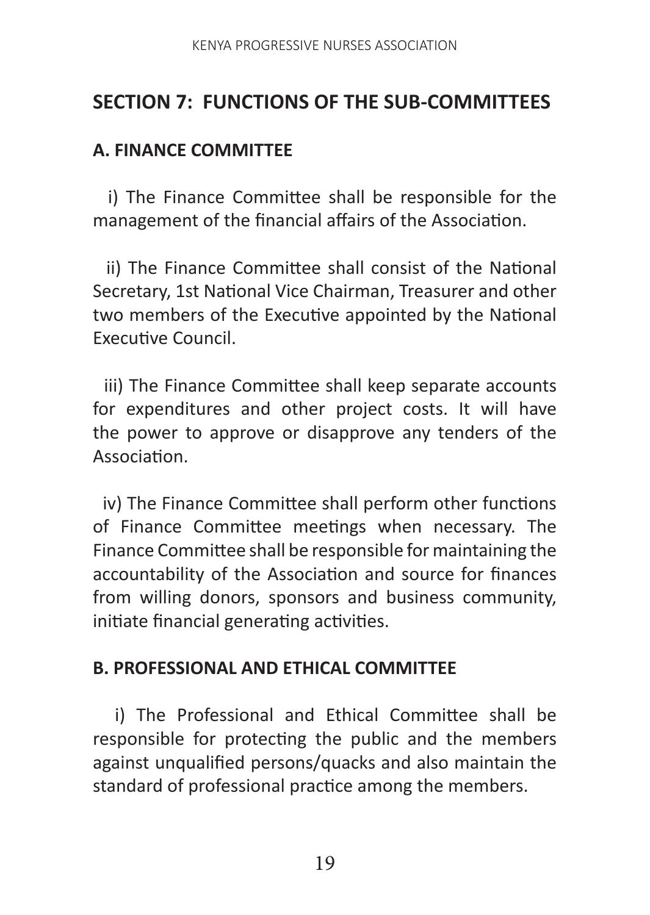## SECTION 7: FUNCTIONS OF THE SUB-COMMITTEES

### A. FINANCE COMMITTEE

i) The Finance Committee shall be responsible for the management of the financial affairs of the Association.

ii) The Finance Committee shall consist of the National Secretary, 1st National Vice Chairman, Treasurer and other two members of the Executive appointed by the National Executive Council.

iii) The Finance Committee shall keep separate accounts for expenditures and other project costs. It will have the power to approve or disapprove any tenders of the Association.

iv) The Finance Committee shall perform other functions of Finance Committee meetings when necessary. The Finance Committee shall be responsible for maintaining the accountability of the Association and source for finances from willing donors, sponsors and business community, initiate financial generating activities.

### B. PROFESSIONAL AND ETHICAL COMMITTEE

i) The Professional and Ethical Committee shall be responsible for protecting the public and the members against unqualified persons/quacks and also maintain the standard of professional practice among the members.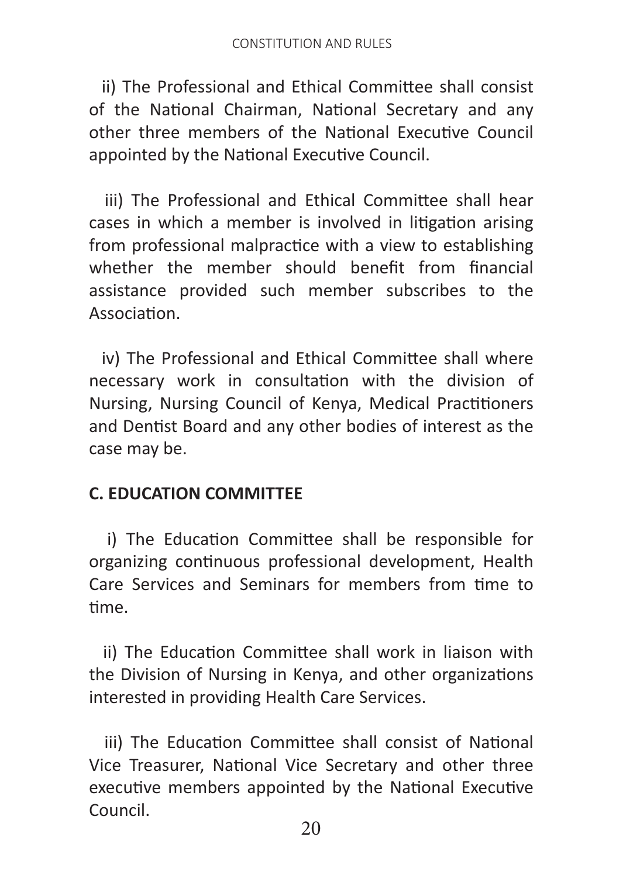ii) The Professional and Ethical Committee shall consist of the National Chairman, National Secretary and any other three members of the National Executive Council appointed by the National Executive Council.

iii) The Professional and Ethical Committee shall hear cases in which a member is involved in litigation arising from professional malpractice with a view to establishing whether the member should benefit from financial assistance provided such member subscribes to the Association.

iv) The Professional and Ethical Committee shall where necessary work in consultation with the division of Nursing, Nursing Council of Kenya, Medical Practitioners and Dentist Board and any other bodies of interest as the case may be.

**C. EDUCATION COMMITTEE**

i) The Education Committee shall be responsible for organizing continuous professional development, Health Care Services and Seminars for members from time to time.

ii) The Education Committee shall work in liaison with the Division of Nursing in Kenya, and other organizations interested in providing Health Care Services.

iii) The Education Committee shall consist of National Vice Treasurer, National Vice Secretary and other three executive members appointed by the National Executive Council.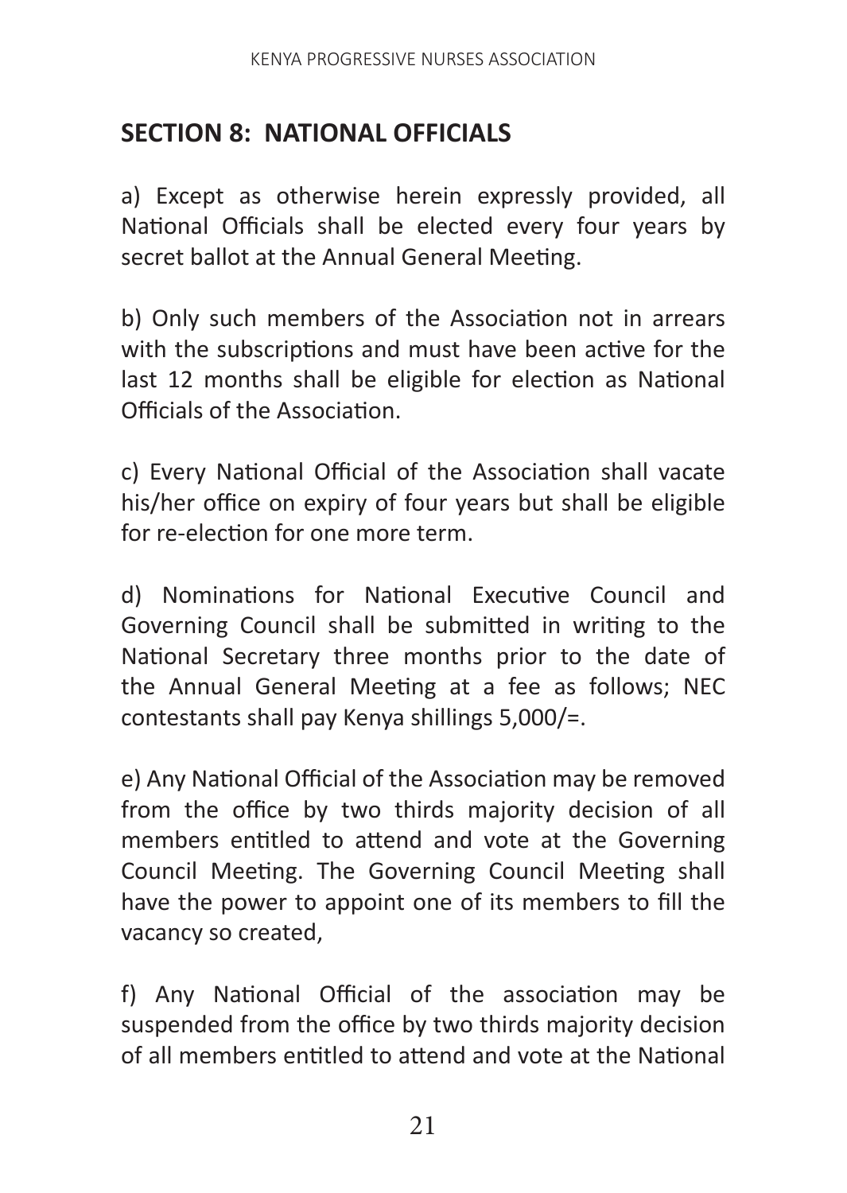## SECTION 8: NATIONAL OFFICIALS

a) Except as otherwise herein expressly provided, all National Officials shall be elected every four years by secret ballot at the Annual General Meeting.

b) Only such members of the Association not in arrears with the subscriptions and must have been active for the last 12 months shall be eligible for election as National Officials of the Association.

c) Every National Official of the Association shall vacate his/her office on expiry of four years but shall be eligible for re-election for one more term.

d) Nominations for National Executive Council and Governing Council shall be submitted in writing to the National Secretary three months prior to the date of the Annual General Meeting at a fee as follows; NEC contestants shall pay Kenya shillings 5,000/=.

e) Any National Official of the Association may be removed from the office by two thirds majority decision of all members entitled to attend and vote at the Governing Council Meeting. The Governing Council Meeting shall have the power to appoint one of its members to fill the vacancy so created,

f) Any National Official of the association may be suspended from the office by two thirds majority decision of all members entitled to attend and vote at the National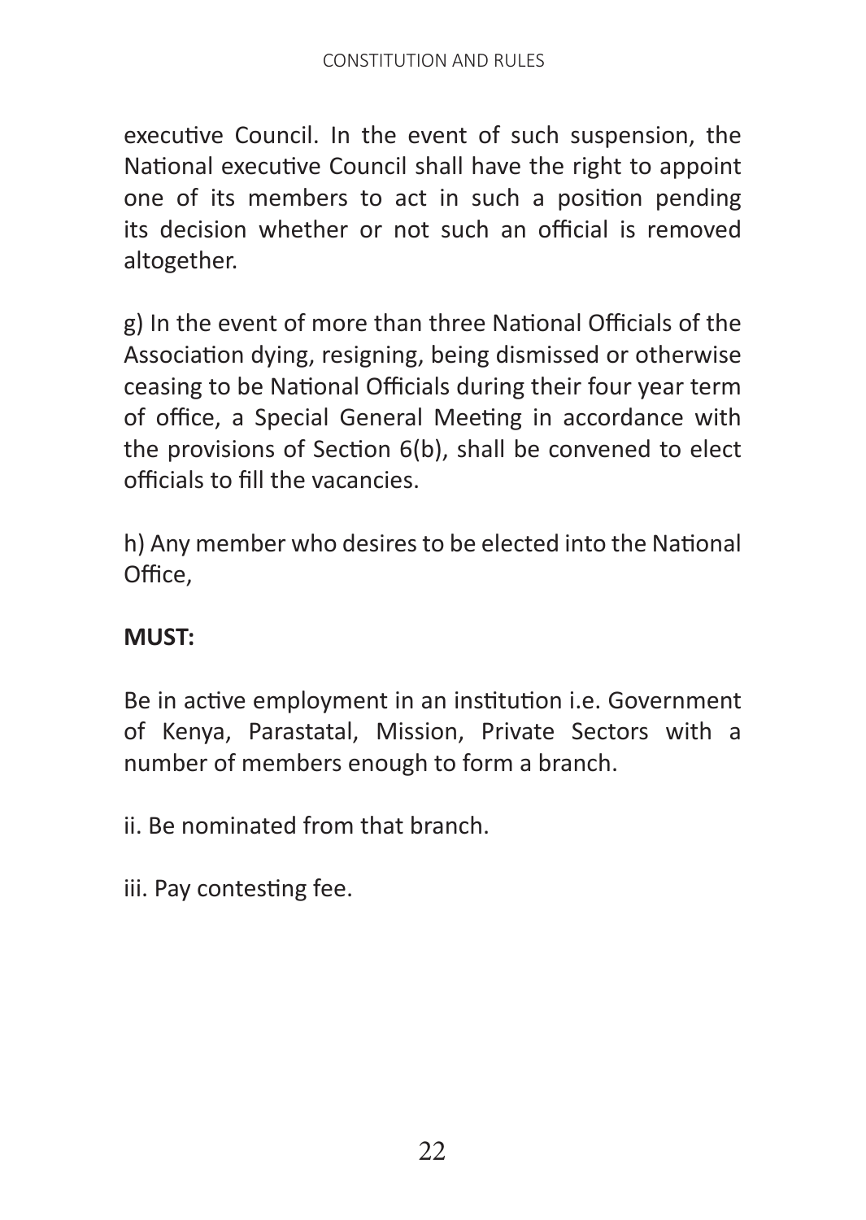executive Council. In the event of such suspension, the National executive Council shall have the right to appoint one of its members to act in such a position pending its decision whether or not such an official is removed altogether.

g) In the event of more than three National Officials of the Association dying, resigning, being dismissed or otherwise ceasing to be National Officials during their four year term of office, a Special General Meeting in accordance with the provisions of Section 6(b), shall be convened to elect officials to fill the vacancies.

h) Any member who desires to be elected into the National Office,

**MUST:**

Be in active employment in an institution i.e. Government of Kenya, Parastatal, Mission, Private Sectors with a number of members enough to form a branch.

ii. Be nominated from that branch.

iii. Pay contesting fee.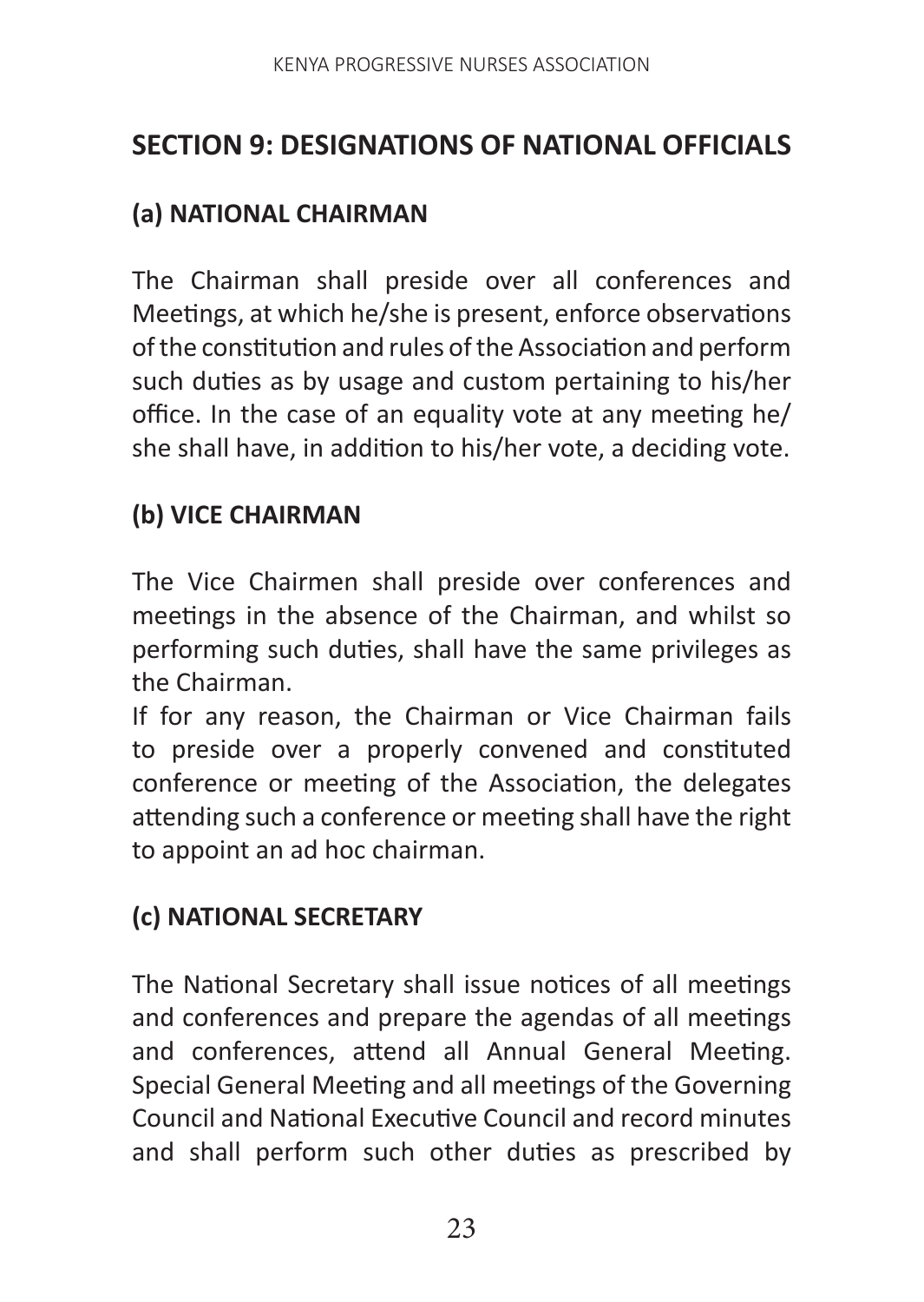## SECTION 9: DESIGNATIONS OF NATIONAL OFFICIALS

### (a) NATIONAL CHAIRMAN

The Chairman shall preside over all conferences and Meetings, at which he/she is present, enforce observations of the constitution and rules of the Association and perform such duties as by usage and custom pertaining to his/her office. In the case of an equality vote at any meeting he/she shall have, in addition to his/her vote, a deciding vote.

### (b) VICE CHAIRMAN

The Vice Chairmen shall preside over conferences and meetings in the absence of the Chairman, and whilst so performing such duties, shall have the same privileges as the Chairman.

If for any reason, the Chairman or Vice Chairman fails to preside over a properly convened and constituted conference or meeting of the Association, the delegates attending such a conference or meeting shall have the right to appoint an ad hoc chairman.

### (c) NATIONAL SECRETARY

The National Secretary shall issue notices of all meetings and conferences and prepare the agendas of all meetings and conferences, attend all Annual General Meeting. Special General Meeting and all meetings of the Governing Council and National Executive Council and record minutes and shall perform such other duties as prescribed by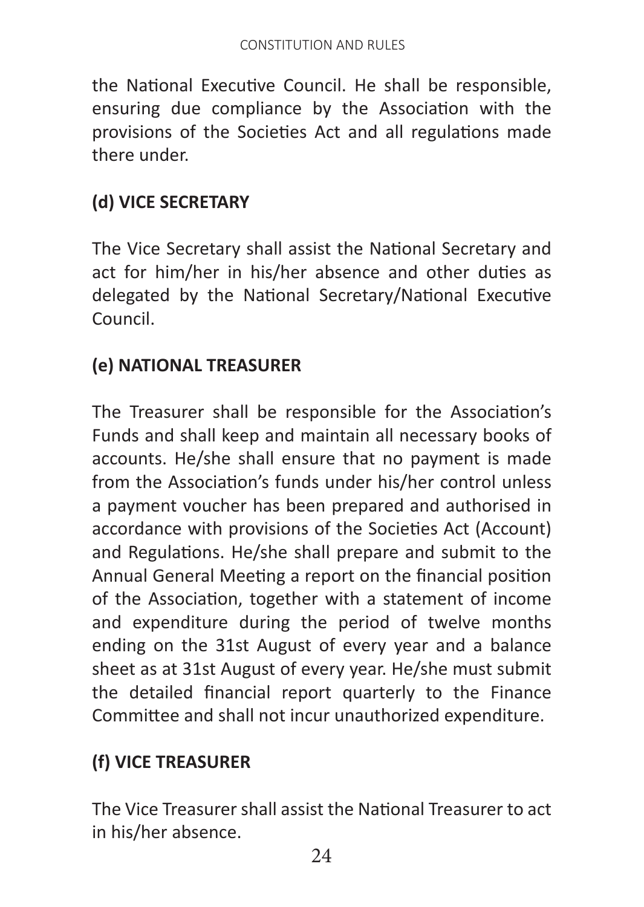the National Executive Council. He shall be responsible, ensuring due compliance by the Association with the provisions of the Societies Act and all regulations made there under.

### (d) VICE SECRETARY

The Vice Secretary shall assist the National Secretary and act for him/her in his/her absence and other duties as delegated by the National Secretary/National Executive Council.

### (e) NATIONAL TREASURER

The Treasurer shall be responsible for the Association's Funds and shall keep and maintain all necessary books of accounts. He/she shall ensure that no payment is made from the Association's funds under his/her control unless a payment voucher has been prepared and authorised in accordance with provisions of the Societies Act (Account) and Regulations. He/she shall prepare and submit to the Annual General Meeting a report on the financial position of the Association, together with a statement of income and expenditure during the period of twelve months ending on the 31st August of every year and a balance sheet as at 31st August of every year. He/she must submit the detailed financial report quarterly to the Finance Committee and shall not incur unauthorized expenditure.

### (f) VICE TREASURER

The Vice Treasurer shall assist the National Treasurer to act in his/her absence.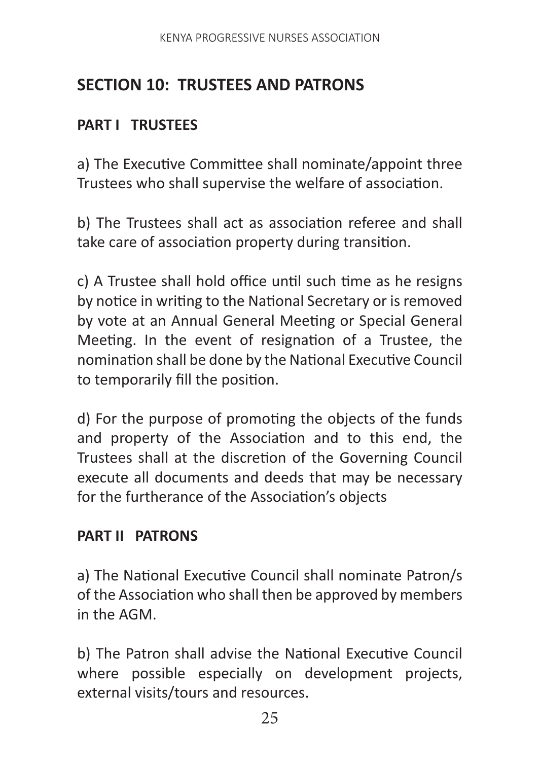## SECTION 10: TRUSTEES AND PATRONS

### PART I TRUSTEES

a) The Executive Committee shall nominate/appoint three Trustees who shall supervise the welfare of association.

b) The Trustees shall act as association referee and shall take care of association property during transition.

c) A Trustee shall hold office until such time as he resigns by notice in writing to the National Secretary or is removed by vote at an Annual General Meeting or Special General Meeting. In the event of resignation of a Trustee, the nomination shall be done by the National Executive Council to temporarily fill the position.

d) For the purpose of promoting the objects of the funds and property of the Association and to this end, the Trustees shall at the discretion of the Governing Council execute all documents and deeds that may be necessary for the furtherance of the Association's objects

### PART II PATRONS

a) The National Executive Council shall nominate Patron/s of the Association who shall then be approved by members in the AGM.

b) The Patron shall advise the National Executive Council where possible especially on development projects, external visits/tours and resources.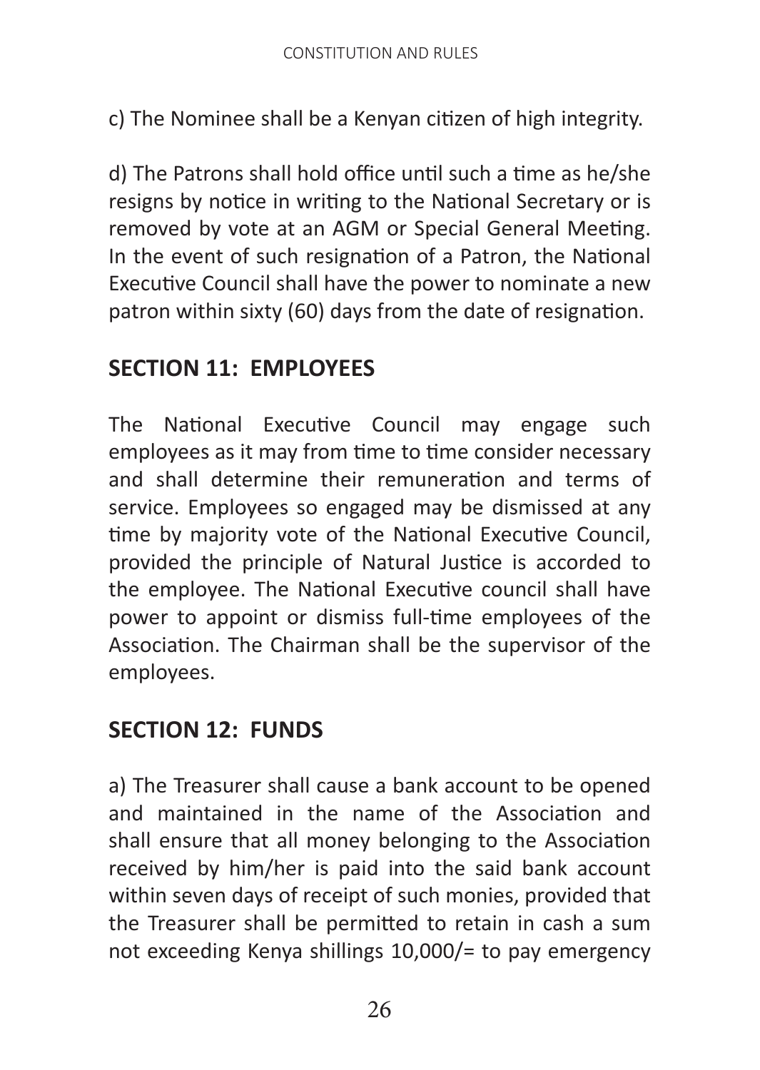c) The Nominee shall be a Kenyan citizen of high integrity.

d) The Patrons shall hold office until such a time as he/she resigns by notice in writing to the National Secretary or is removed by vote at an AGM or Special General Meeting. In the event of such resignation of a Patron, the National Executive Council shall have the power to nominate a new patron within sixty (60) days from the date of resignation.

## SECTION 11: EMPLOYEES

The National Executive Council may engage such employees as it may from time to time consider necessary and shall determine their remuneration and terms of service. Employees so engaged may be dismissed at any time by majority vote of the National Executive Council, provided the principle of Natural Justice is accorded to the employee. The National Executive council shall have power to appoint or dismiss full-time employees of the Association. The Chairman shall be the supervisor of the employees.

## SECTION 12: FUNDS

a) The Treasurer shall cause a bank account to be opened and maintained in the name of the Association and shall ensure that all money belonging to the Association received by him/her is paid into the said bank account within seven days of receipt of such monies, provided that the Treasurer shall be permitted to retain in cash a sum not exceeding Kenya shillings 10,000/= to pay emergency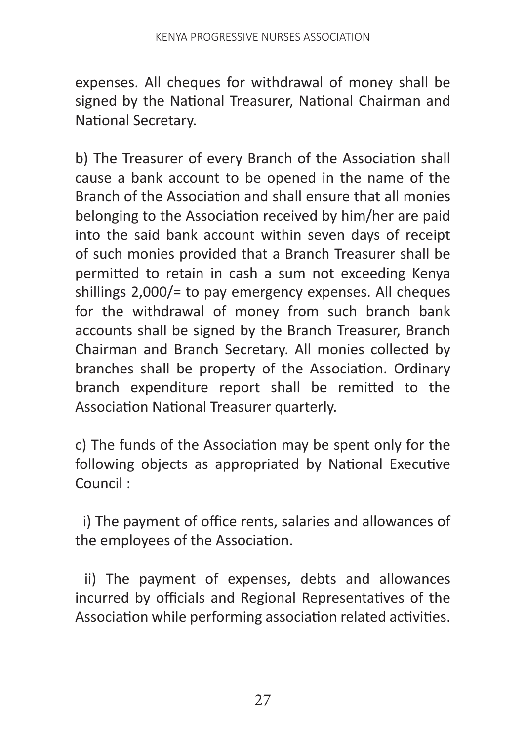expenses. All cheques for withdrawal of money shall be signed by the National Treasurer, National Chairman and National Secretary.

b) The Treasurer of every Branch of the Association shall cause a bank account to be opened in the name of the Branch of the Association and shall ensure that all monies belonging to the Association received by him/her are paid into the said bank account within seven days of receipt of such monies provided that a Branch Treasurer shall be permitted to retain in cash a sum not exceeding Kenya shillings 2,000/= to pay emergency expenses. All cheques for the withdrawal of money from such branch bank accounts shall be signed by the Branch Treasurer, Branch Chairman and Branch Secretary. All monies collected by branches shall be property of the Association. Ordinary branch expenditure report shall be remitted to the Association National Treasurer quarterly.

c) The funds of the Association may be spent only for the following objects as appropriated by National Executive Council :

i) The payment of office rents, salaries and allowances of the employees of the Association.

ii) The payment of expenses, debts and allowances incurred by officials and Regional Representatives of the Association while performing association related activities.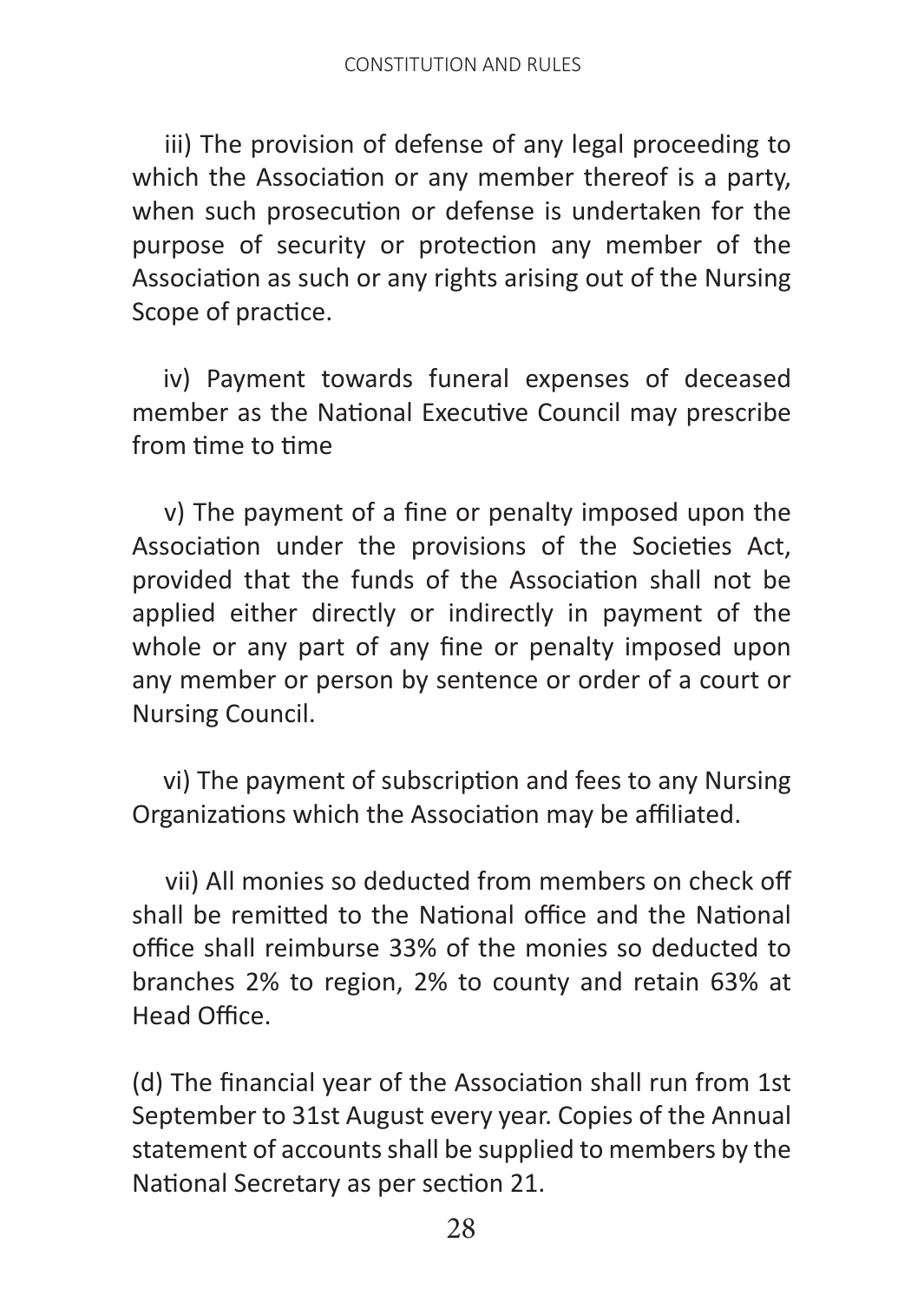iii) The provision of defense of any legal proceeding to which the Association or any member thereof is a party, when such prosecution or defense is undertaken for the purpose of security or protection any member of the Association as such or any rights arising out of the Nursing Scope of practice.

iv) Payment towards funeral expenses of deceased member as the National Executive Council may prescribe from time to time

v) The payment of a fine or penalty imposed upon the Association under the provisions of the Societies Act, provided that the funds of the Association shall not be applied either directly or indirectly in payment of the whole or any part of any fine or penalty imposed upon any member or person by sentence or order of a court or Nursing Council.

vi) The payment of subscription and fees to any Nursing Organizations which the Association may be affiliated.

vii) All monies so deducted from members on check off shall be remitted to the National office and the National office shall reimburse 33% of the monies so deducted to branches 2% to region, 2% to county and retain 63% at Head Office.

(d) The financial year of the Association shall run from 1st September to 31st August every year. Copies of the Annual statement of accounts shall be supplied to members by the National Secretary as per section 21.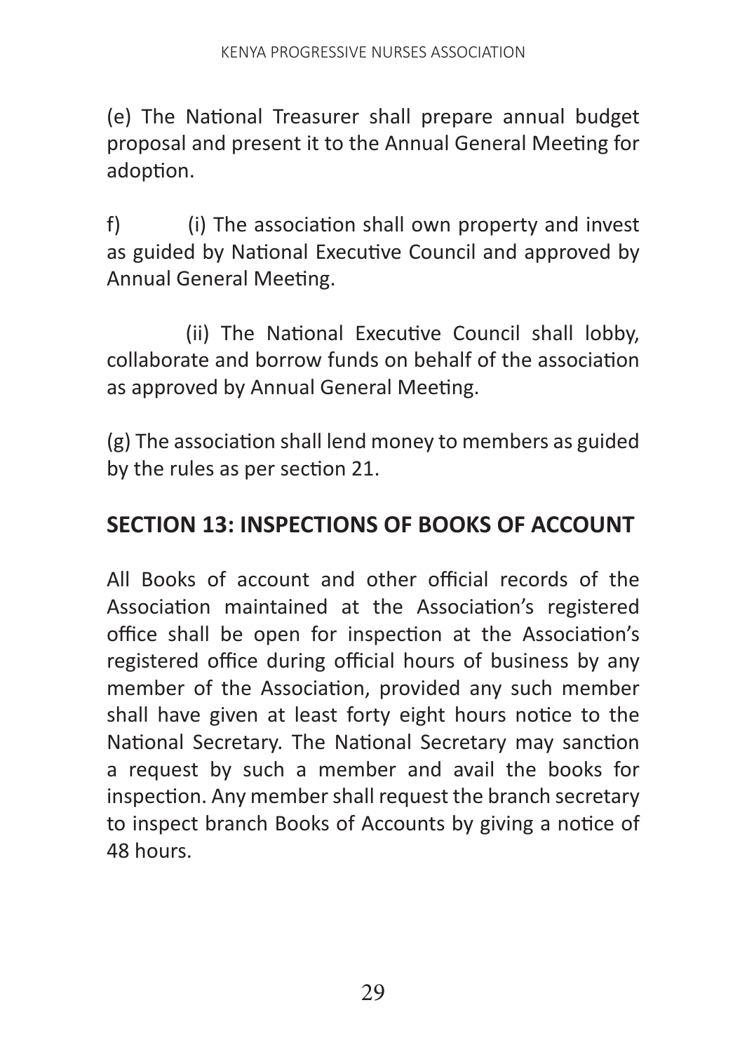(e) The National Treasurer shall prepare annual budget proposal and present it to the Annual General Meeting for adoption.

f) (i) The association shall own property and invest as guided by National Executive Council and approved by Annual General Meeting.

(ii) The National Executive Council shall lobby, collaborate and borrow funds on behalf of the association as approved by Annual General Meeting.

(g) The association shall lend money to members as guided by the rules as per section 21.

## SECTION 13: INSPECTIONS OF BOOKS OF ACCOUNT

All Books of account and other official records of the Association maintained at the Association's registered office shall be open for inspection at the Association's registered office during official hours of business by any member of the Association, provided any such member shall have given at least forty eight hours notice to the National Secretary. The National Secretary may sanction a request by such a member and avail the books for inspection. Any member shall request the branch secretary to inspect branch Books of Accounts by giving a notice of 48 hours.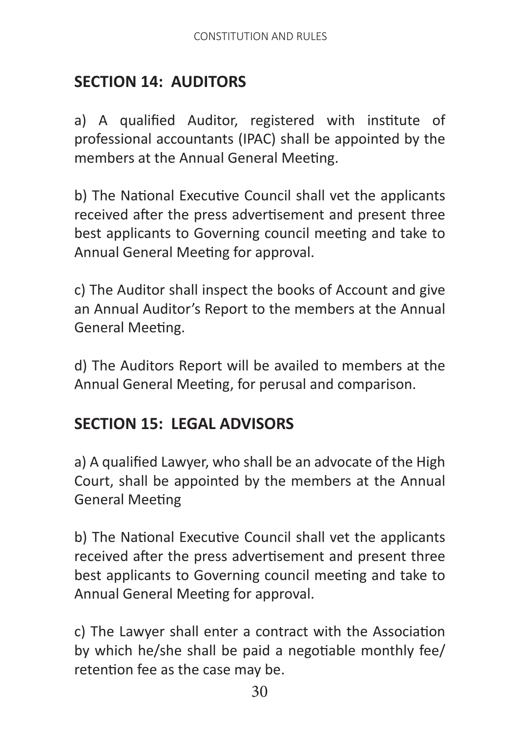## SECTION 14: AUDITORS

a) A qualified Auditor, registered with institute of professional accountants (IPAC) shall be appointed by the members at the Annual General Meeting.

b) The National Executive Council shall vet the applicants received after the press advertisement and present three best applicants to Governing council meeting and take to Annual General Meeting for approval.

c) The Auditor shall inspect the books of Account and give an Annual Auditor's Report to the members at the Annual General Meeting.

d) The Auditors Report will be availed to members at the Annual General Meeting, for perusal and comparison.

## SECTION 15: LEGAL ADVISORS

a) A qualified Lawyer, who shall be an advocate of the High Court, shall be appointed by the members at the Annual General Meeting

b) The National Executive Council shall vet the applicants received after the press advertisement and present three best applicants to Governing council meeting and take to Annual General Meeting for approval.

c) The Lawyer shall enter a contract with the Association by which he/she shall be paid a negotiable monthly fee/ retention fee as the case may be.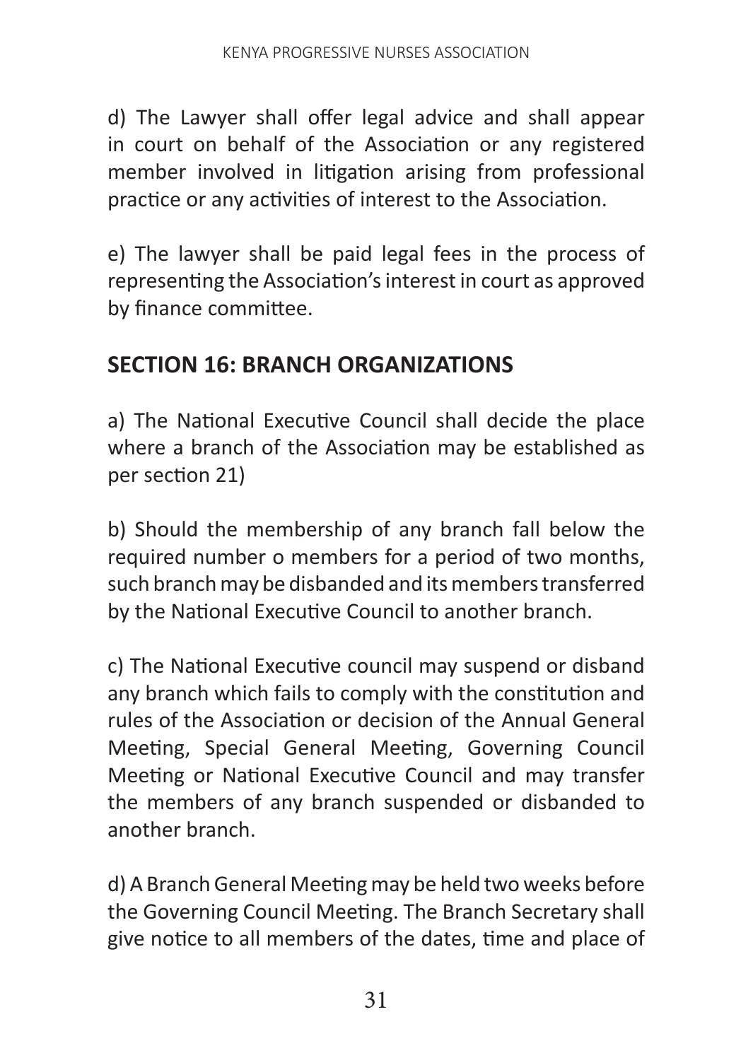d) The Lawyer shall offer legal advice and shall appear in court on behalf of the Association or any registered member involved in litigation arising from professional practice or any activities of interest to the Association.

e) The lawyer shall be paid legal fees in the process of representing the Association's interest in court as approved by finance committee.

## SECTION 16: BRANCH ORGANIZATIONS

a) The National Executive Council shall decide the place where a branch of the Association may be established as per section 21)

b) Should the membership of any branch fall below the required number o members for a period of two months, such branch may be disbanded and its members transferred by the National Executive Council to another branch.

c) The National Executive council may suspend or disband any branch which fails to comply with the constitution and rules of the Association or decision of the Annual General Meeting, Special General Meeting, Governing Council Meeting or National Executive Council and may transfer the members of any branch suspended or disbanded to another branch.

d) A Branch General Meeting may be held two weeks before the Governing Council Meeting. The Branch Secretary shall give notice to all members of the dates, time and place of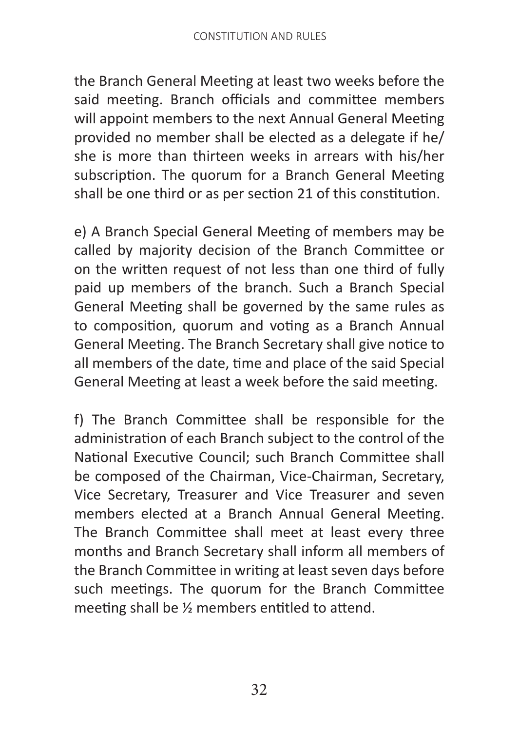the Branch General Meeting at least two weeks before the said meeting. Branch officials and committee members will appoint members to the next Annual General Meeting provided no member shall be elected as a delegate if he/ she is more than thirteen weeks in arrears with his/her subscription. The quorum for a Branch General Meeting shall be one third or as per section 21 of this constitution.

e) A Branch Special General Meeting of members may be called by majority decision of the Branch Committee or on the written request of not less than one third of fully paid up members of the branch. Such a Branch Special General Meeting shall be governed by the same rules as to composition, quorum and voting as a Branch Annual General Meeting. The Branch Secretary shall give notice to all members of the date, time and place of the said Special General Meeting at least a week before the said meeting.

f) The Branch Committee shall be responsible for the administration of each Branch subject to the control of the National Executive Council; such Branch Committee shall be composed of the Chairman, Vice-Chairman, Secretary, Vice Secretary, Treasurer and Vice Treasurer and seven members elected at a Branch Annual General Meeting. The Branch Committee shall meet at least every three months and Branch Secretary shall inform all members of the Branch Committee in writing at least seven days before such meetings. The quorum for the Branch Committee meeting shall be ½ members entitled to attend.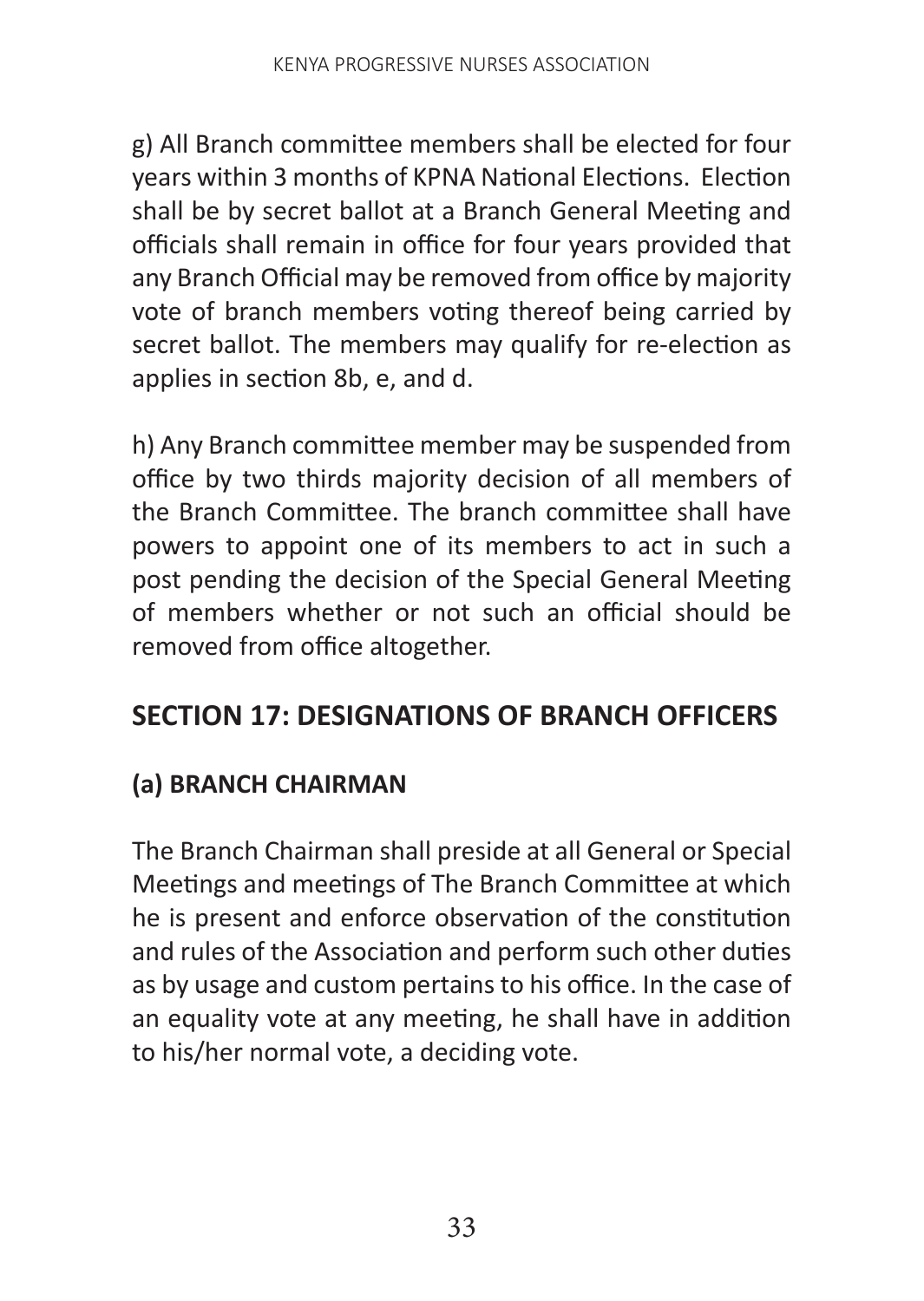g) All Branch committee members shall be elected for four years within 3 months of KPNA National Elections. Election shall be by secret ballot at a Branch General Meeting and officials shall remain in office for four years provided that any Branch Official may be removed from office by majority vote of branch members voting thereof being carried by secret ballot. The members may qualify for re-election as applies in section 8b, e, and d.

h) Any Branch committee member may be suspended from office by two thirds majority decision of all members of the Branch Committee. The branch committee shall have powers to appoint one of its members to act in such a post pending the decision of the Special General Meeting of members whether or not such an official should be removed from office altogether.

## SECTION 17: DESIGNATIONS OF BRANCH OFFICERS

### (a) BRANCH CHAIRMAN

The Branch Chairman shall preside at all General or Special Meetings and meetings of The Branch Committee at which he is present and enforce observation of the constitution and rules of the Association and perform such other duties as by usage and custom pertains to his office. In the case of an equality vote at any meeting, he shall have in addition to his/her normal vote, a deciding vote.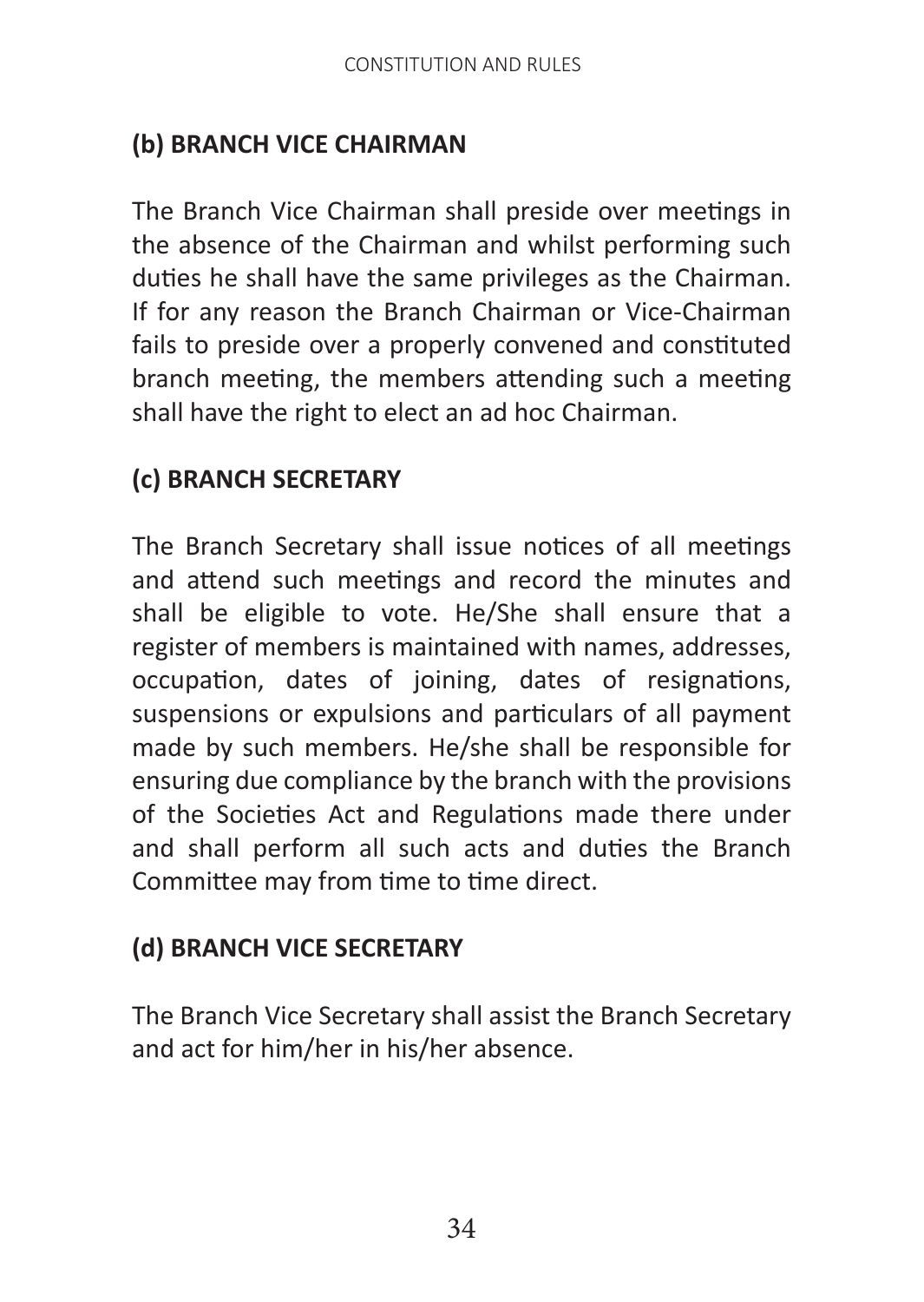### (b) BRANCH VICE CHAIRMAN

The Branch Vice Chairman shall preside over meetings in the absence of the Chairman and whilst performing such duties he shall have the same privileges as the Chairman. If for any reason the Branch Chairman or Vice-Chairman fails to preside over a properly convened and constituted branch meeting, the members attending such a meeting shall have the right to elect an ad hoc Chairman.

### (c) BRANCH SECRETARY

The Branch Secretary shall issue notices of all meetings and attend such meetings and record the minutes and shall be eligible to vote. He/She shall ensure that a register of members is maintained with names, addresses, occupation, dates of joining, dates of resignations, suspensions or expulsions and particulars of all payment made by such members. He/she shall be responsible for ensuring due compliance by the branch with the provisions of the Societies Act and Regulations made there under and shall perform all such acts and duties the Branch Committee may from time to time direct.

### (d) BRANCH VICE SECRETARY

The Branch Vice Secretary shall assist the Branch Secretary and act for him/her in his/her absence.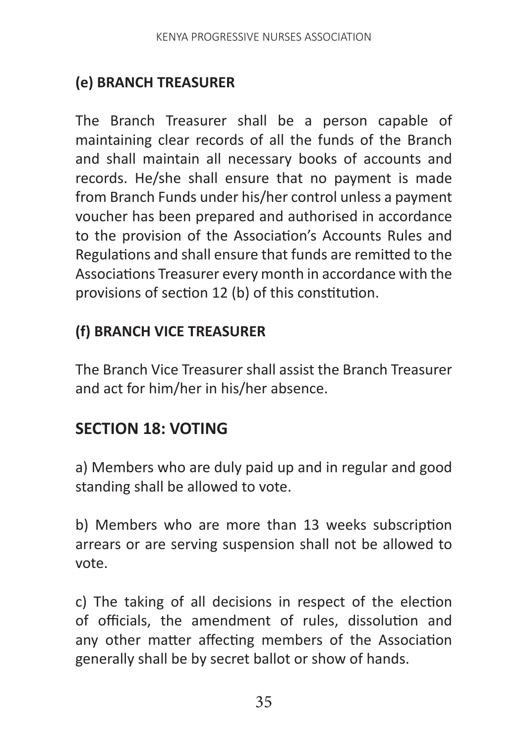### (e) BRANCH TREASURER

The Branch Treasurer shall be a person capable of maintaining clear records of all the funds of the Branch and shall maintain all necessary books of accounts and records. He/she shall ensure that no payment is made from Branch Funds under his/her control unless a payment voucher has been prepared and authorised in accordance to the provision of the Association's Accounts Rules and Regulations and shall ensure that funds are remitted to the Associations Treasurer every month in accordance with the provisions of section 12 (b) of this constitution.

### (f) BRANCH VICE TREASURER

The Branch Vice Treasurer shall assist the Branch Treasurer and act for him/her in his/her absence.

## SECTION 18: VOTING

a) Members who are duly paid up and in regular and good standing shall be allowed to vote.

b) Members who are more than 13 weeks subscription arrears or are serving suspension shall not be allowed to vote.

c) The taking of all decisions in respect of the election of officials, the amendment of rules, dissolution and any other matter affecting members of the Association generally shall be by secret ballot or show of hands.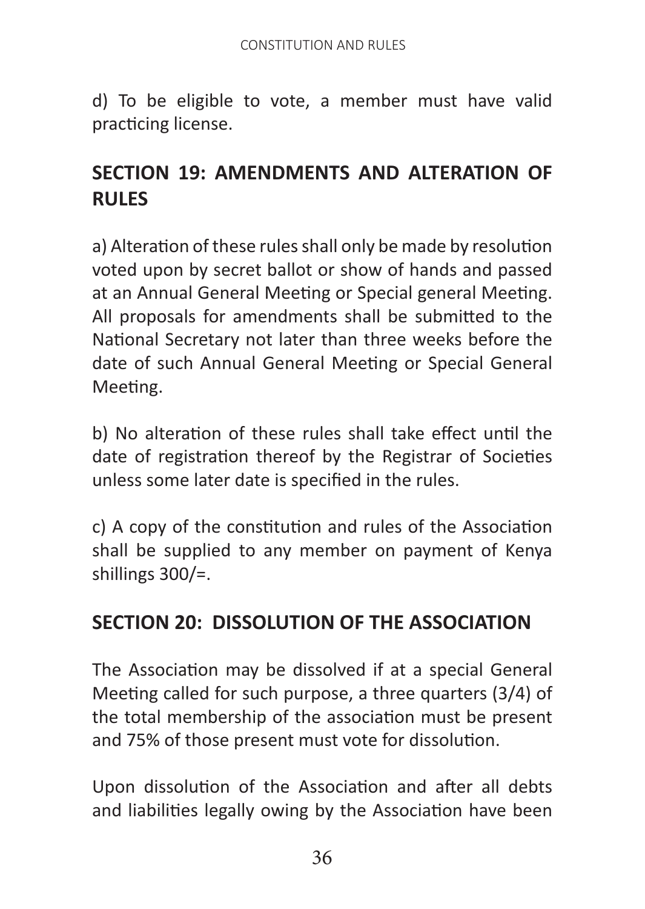d) To be eligible to vote, a member must have valid practicing license.

## SECTION 19: AMENDMENTS AND ALTERATION OF RULES

a) Alteration of these rules shall only be made by resolution voted upon by secret ballot or show of hands and passed at an Annual General Meeting or Special general Meeting. All proposals for amendments shall be submitted to the National Secretary not later than three weeks before the date of such Annual General Meeting or Special General Meeting.

b) No alteration of these rules shall take effect until the date of registration thereof by the Registrar of Societies unless some later date is specified in the rules.

c) A copy of the constitution and rules of the Association shall be supplied to any member on payment of Kenya shillings 300/=.

## SECTION 20: DISSOLUTION OF THE ASSOCIATION

The Association may be dissolved if at a special General Meeting called for such purpose, a three quarters (3/4) of the total membership of the association must be present and 75% of those present must vote for dissolution.

Upon dissolution of the Association and after all debts and liabilities legally owing by the Association have been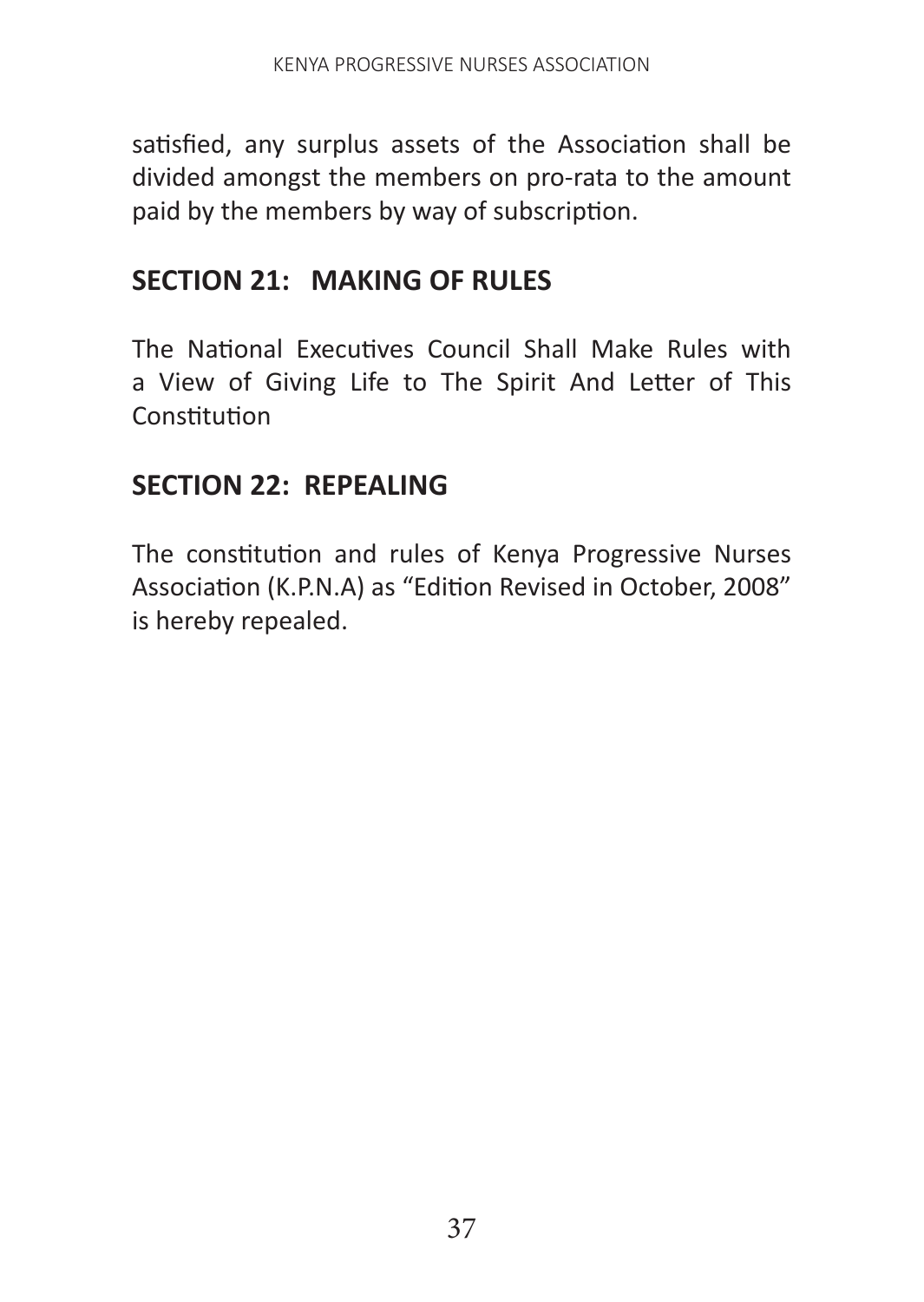satisfied, any surplus assets of the Association shall be divided amongst the members on pro-rata to the amount paid by the members by way of subscription.

## SECTION 21: MAKING OF RULES

The National Executives Council Shall Make Rules with a View of Giving Life to The Spirit And Letter of This Constitution

## SECTION 22: REPEALING

The constitution and rules of Kenya Progressive Nurses Association (K.P.N.A) as "Edition Revised in October, 2008" is hereby repealed.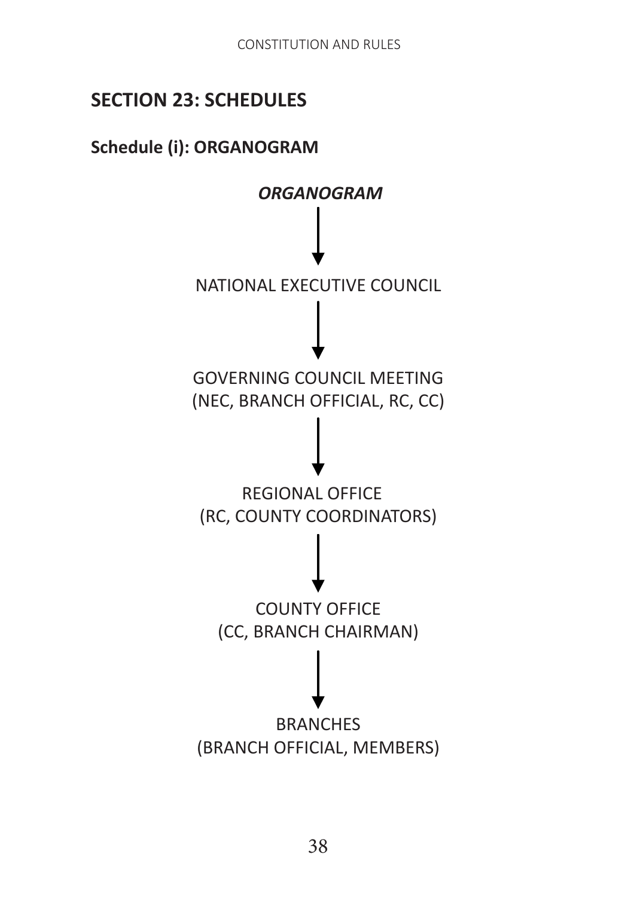## SECTION 23: SCHEDULES

### Schedule (i): ORGANOGRAM

***ORGANOGRAM***

↓

NATIONAL EXECUTIVE COUNCIL

↓

GOVERNING COUNCIL MEETING
(NEC, BRANCH OFFICIAL, RC, CC)

↓

REGIONAL OFFICE
(RC, COUNTY COORDINATORS)

↓

COUNTY OFFICE
(CC, BRANCH CHAIRMAN)

↓

BRANCHES
(BRANCH OFFICIAL, MEMBERS)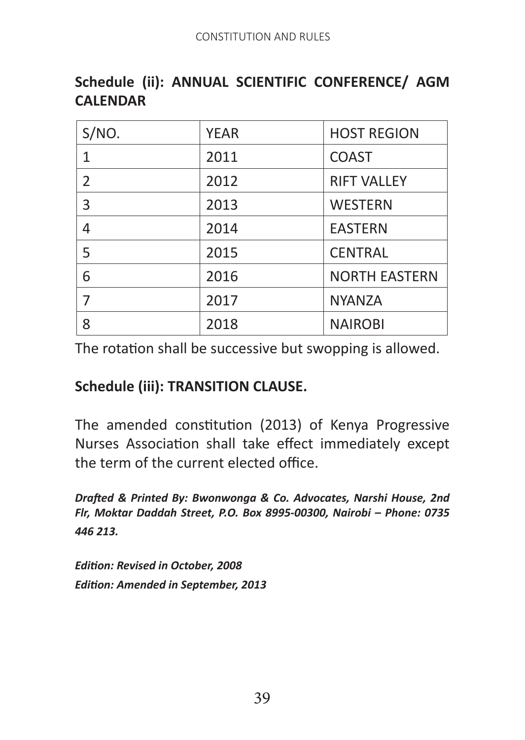## Schedule (ii): ANNUAL SCIENTIFIC CONFERENCE/ AGM CALENDAR

| S/NO. | YEAR | HOST REGION |
|---|---|---|
| 1 | 2011 | COAST |
| 2 | 2012 | RIFT VALLEY |
| 3 | 2013 | WESTERN |
| 4 | 2014 | EASTERN |
| 5 | 2015 | CENTRAL |
| 6 | 2016 | NORTH EASTERN |
| 7 | 2017 | NYANZA |
| 8 | 2018 | NAIROBI |

The rotation shall be successive but swopping is allowed.

## Schedule (iii): TRANSITION CLAUSE.

The amended constitution (2013) of Kenya Progressive Nurses Association shall take effect immediately except the term of the current elected office.

***Drafted & Printed By: Bwonwonga & Co. Advocates, Narshi House, 2nd Flr, Moktar Daddah Street, P.O. Box 8995-00300, Nairobi – Phone: 0735 446 213.***

***Edition: Revised in October, 2008***
***Edition: Amended in September, 2013***